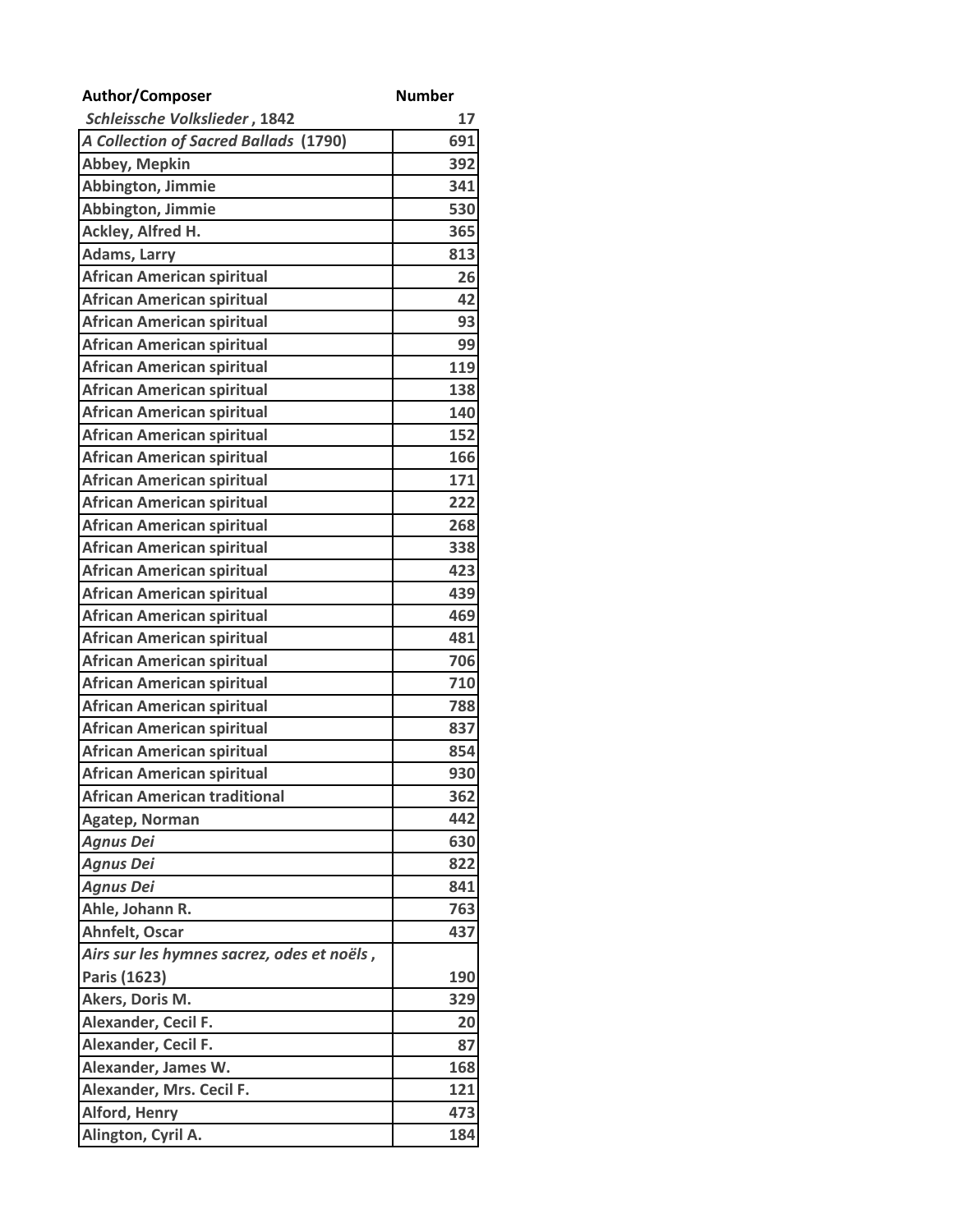| Author/Composer | Number |
|---|---|
| *Schleissche Volkslieder* , 1842 | 17 |
| *A Collection of Sacred Ballads* (1790) | 691 |
| Abbey, Mepkin | 392 |
| Abbington, Jimmie | 341 |
| Abbington, Jimmie | 530 |
| Ackley, Alfred H. | 365 |
| Adams, Larry | 813 |
| African American spiritual | 26 |
| African American spiritual | 42 |
| African American spiritual | 93 |
| African American spiritual | 99 |
| African American spiritual | 119 |
| African American spiritual | 138 |
| African American spiritual | 140 |
| African American spiritual | 152 |
| African American spiritual | 166 |
| African American spiritual | 171 |
| African American spiritual | 222 |
| African American spiritual | 268 |
| African American spiritual | 338 |
| African American spiritual | 423 |
| African American spiritual | 439 |
| African American spiritual | 469 |
| African American spiritual | 481 |
| African American spiritual | 706 |
| African American spiritual | 710 |
| African American spiritual | 788 |
| African American spiritual | 837 |
| African American spiritual | 854 |
| African American spiritual | 930 |
| African American traditional | 362 |
| Agatep, Norman | 442 |
| *Agnus Dei* | 630 |
| *Agnus Dei* | 822 |
| *Agnus Dei* | 841 |
| Ahle, Johann R. | 763 |
| Ahnfelt, Oscar | 437 |
| *Airs sur les hymnes sacrez, odes et noëls* , Paris (1623) | 190 |
| Akers, Doris M. | 329 |
| Alexander, Cecil F. | 20 |
| Alexander, Cecil F. | 87 |
| Alexander, James W. | 168 |
| Alexander, Mrs. Cecil F. | 121 |
| Alford, Henry | 473 |
| Alington, Cyril A. | 184 |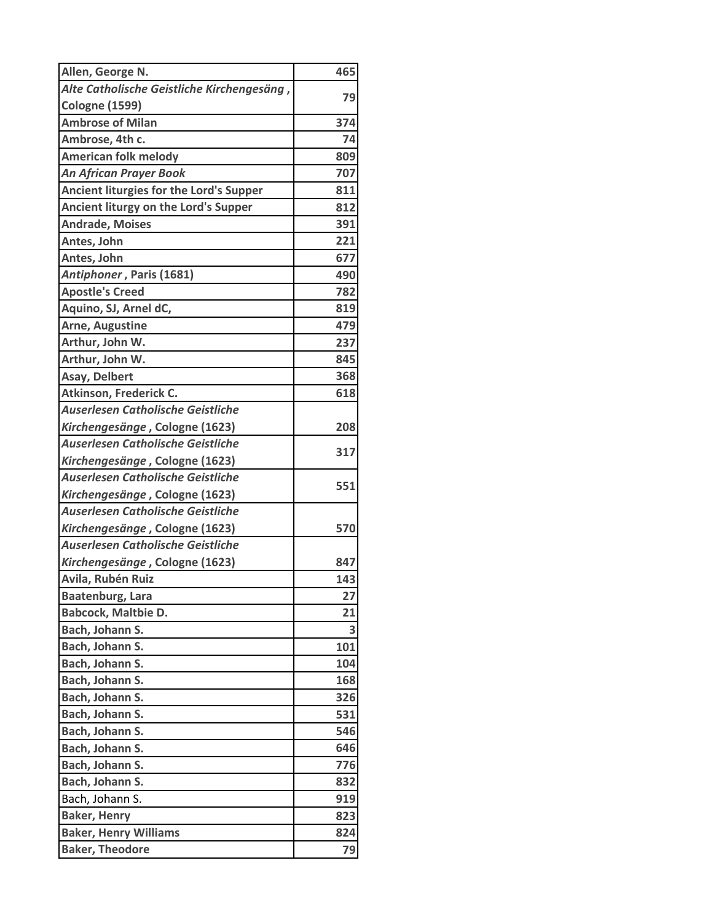| Allen, George N. | 465 |
|---|---|
| *Alte Catholische Geistliche Kirchengesäng*, Cologne (1599) | 79 |
| Ambrose of Milan | 374 |
| Ambrose, 4th c. | 74 |
| American folk melody | 809 |
| *An African Prayer Book* | 707 |
| Ancient liturgies for the Lord's Supper | 811 |
| Ancient liturgy on the Lord's Supper | 812 |
| Andrade, Moises | 391 |
| Antes, John | 221 |
| Antes, John | 677 |
| *Antiphoner*, Paris (1681) | 490 |
| Apostle's Creed | 782 |
| Aquino, SJ, Arnel dC, | 819 |
| Arne, Augustine | 479 |
| Arthur, John W. | 237 |
| Arthur, John W. | 845 |
| Asay, Delbert | 368 |
| Atkinson, Frederick C. | 618 |
| *Auserlesen Catholische Geistliche Kirchengesänge*, Cologne (1623) | 208 |
| *Auserlesen Catholische Geistliche Kirchengesänge*, Cologne (1623) | 317 |
| *Auserlesen Catholische Geistliche Kirchengesänge*, Cologne (1623) | 551 |
| *Auserlesen Catholische Geistliche Kirchengesänge*, Cologne (1623) | 570 |
| *Auserlesen Catholische Geistliche Kirchengesänge*, Cologne (1623) | 847 |
| Avila, Rubén Ruiz | 143 |
| Baatenburg, Lara | 27 |
| Babcock, Maltbie D. | 21 |
| Bach, Johann S. | 3 |
| Bach, Johann S. | 101 |
| Bach, Johann S. | 104 |
| Bach, Johann S. | 168 |
| Bach, Johann S. | 326 |
| Bach, Johann S. | 531 |
| Bach, Johann S. | 546 |
| Bach, Johann S. | 646 |
| Bach, Johann S. | 776 |
| Bach, Johann S. | 832 |
| Bach, Johann S. | 919 |
| Baker, Henry | 823 |
| Baker, Henry Williams | 824 |
| Baker, Theodore | 79 |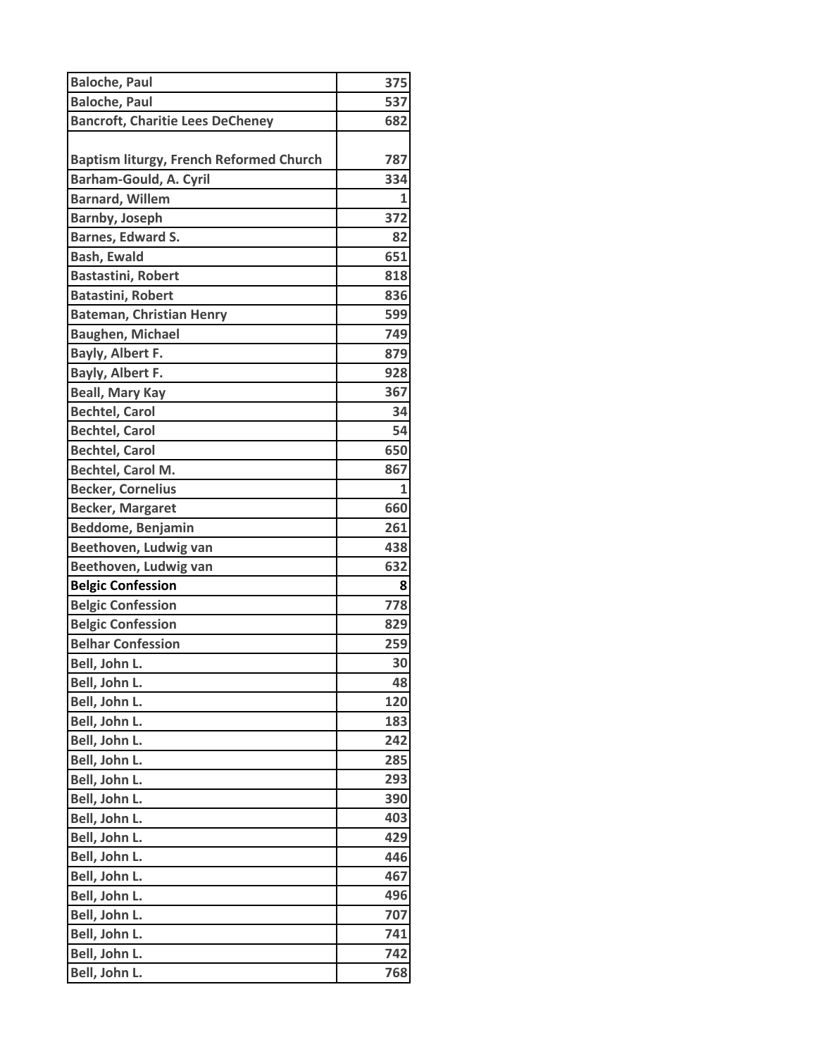| Baloche, Paul | 375 |
|---|---|
| Baloche, Paul | 537 |
| Bancroft, Charitie Lees DeCheney | 682 |
| Baptism liturgy, French Reformed Church | 787 |
| Barham-Gould, A. Cyril | 334 |
| Barnard, Willem | 1 |
| Barnby, Joseph | 372 |
| Barnes, Edward S. | 82 |
| Bash, Ewald | 651 |
| Bastastini, Robert | 818 |
| Batastini, Robert | 836 |
| Bateman, Christian Henry | 599 |
| Baughen, Michael | 749 |
| Bayly, Albert F. | 879 |
| Bayly, Albert F. | 928 |
| Beall, Mary Kay | 367 |
| Bechtel, Carol | 34 |
| Bechtel, Carol | 54 |
| Bechtel, Carol | 650 |
| Bechtel, Carol M. | 867 |
| Becker, Cornelius | 1 |
| Becker, Margaret | 660 |
| Beddome, Benjamin | 261 |
| Beethoven, Ludwig van | 438 |
| Beethoven, Ludwig van | 632 |
| Belgic Confession | 8 |
| Belgic Confession | 778 |
| Belgic Confession | 829 |
| Belhar Confession | 259 |
| Bell, John L. | 30 |
| Bell, John L. | 48 |
| Bell, John L. | 120 |
| Bell, John L. | 183 |
| Bell, John L. | 242 |
| Bell, John L. | 285 |
| Bell, John L. | 293 |
| Bell, John L. | 390 |
| Bell, John L. | 403 |
| Bell, John L. | 429 |
| Bell, John L. | 446 |
| Bell, John L. | 467 |
| Bell, John L. | 496 |
| Bell, John L. | 707 |
| Bell, John L. | 741 |
| Bell, John L. | 742 |
| Bell, John L. | 768 |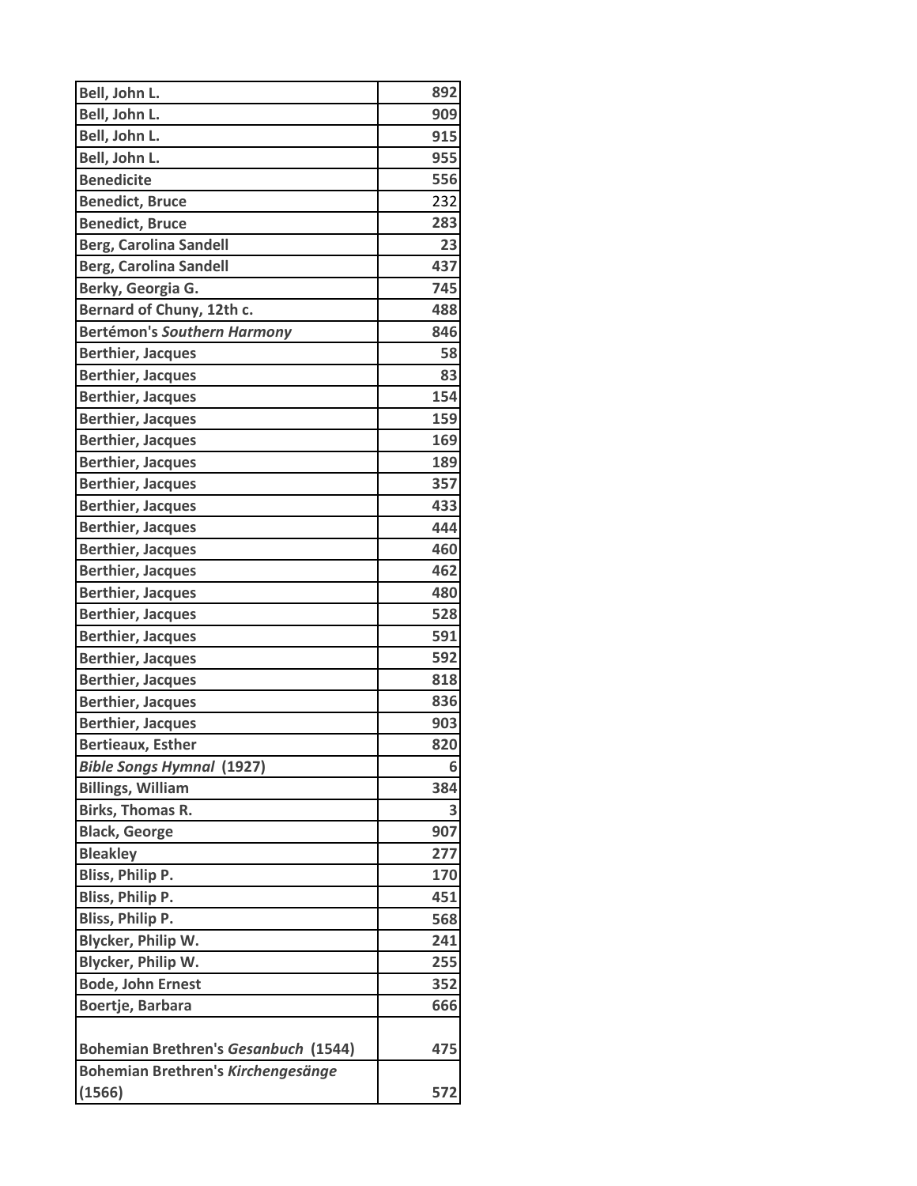| | |
|---|---|
| Bell, John L. | 892 |
| Bell, John L. | 909 |
| Bell, John L. | 915 |
| Bell, John L. | 955 |
| Benedicite | 556 |
| Benedict, Bruce | 232 |
| Benedict, Bruce | 283 |
| Berg, Carolina Sandell | 23 |
| Berg, Carolina Sandell | 437 |
| Berky, Georgia G. | 745 |
| Bernard of Chuny, 12th c. | 488 |
| Bertémon's *Southern Harmony* | 846 |
| Berthier, Jacques | 58 |
| Berthier, Jacques | 83 |
| Berthier, Jacques | 154 |
| Berthier, Jacques | 159 |
| Berthier, Jacques | 169 |
| Berthier, Jacques | 189 |
| Berthier, Jacques | 357 |
| Berthier, Jacques | 433 |
| Berthier, Jacques | 444 |
| Berthier, Jacques | 460 |
| Berthier, Jacques | 462 |
| Berthier, Jacques | 480 |
| Berthier, Jacques | 528 |
| Berthier, Jacques | 591 |
| Berthier, Jacques | 592 |
| Berthier, Jacques | 818 |
| Berthier, Jacques | 836 |
| Berthier, Jacques | 903 |
| Bertieaux, Esther | 820 |
| *Bible Songs Hymnal* (1927) | 6 |
| Billings, William | 384 |
| Birks, Thomas R. | 3 |
| Black, George | 907 |
| Bleakley | 277 |
| Bliss, Philip P. | 170 |
| Bliss, Philip P. | 451 |
| Bliss, Philip P. | 568 |
| Blycker, Philip W. | 241 |
| Blycker, Philip W. | 255 |
| Bode, John Ernest | 352 |
| Boertje, Barbara | 666 |
| Bohemian Brethren's *Gesanbuch* (1544) | 475 |
| Bohemian Brethren's *Kirchengesänge* (1566) | 572 |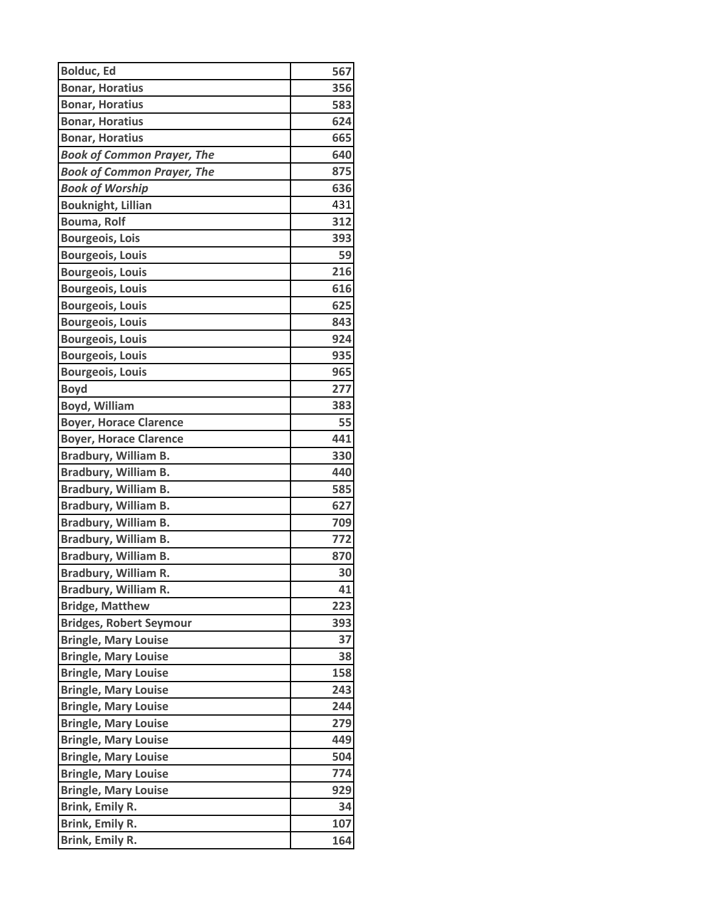| **Bolduc, Ed** | **567** |
|---|---|
| **Bonar, Horatius** | **356** |
| **Bonar, Horatius** | **583** |
| **Bonar, Horatius** | **624** |
| **Bonar, Horatius** | **665** |
| ***Book of Common Prayer, The*** | **640** |
| ***Book of Common Prayer, The*** | **875** |
| ***Book of Worship*** | **636** |
| **Bouknight, Lillian** | **431** |
| **Bouma, Rolf** | **312** |
| **Bourgeois, Lois** | **393** |
| **Bourgeois, Louis** | **59** |
| **Bourgeois, Louis** | **216** |
| **Bourgeois, Louis** | **616** |
| **Bourgeois, Louis** | **625** |
| **Bourgeois, Louis** | **843** |
| **Bourgeois, Louis** | **924** |
| **Bourgeois, Louis** | **935** |
| **Bourgeois, Louis** | **965** |
| **Boyd** | **277** |
| **Boyd, William** | **383** |
| **Boyer, Horace Clarence** | **55** |
| **Boyer, Horace Clarence** | **441** |
| **Bradbury, William B.** | **330** |
| **Bradbury, William B.** | **440** |
| **Bradbury, William B.** | **585** |
| **Bradbury, William B.** | **627** |
| **Bradbury, William B.** | **709** |
| **Bradbury, William B.** | **772** |
| **Bradbury, William B.** | **870** |
| **Bradbury, William R.** | **30** |
| **Bradbury, William R.** | **41** |
| **Bridge, Matthew** | **223** |
| **Bridges, Robert Seymour** | **393** |
| **Bringle, Mary Louise** | **37** |
| **Bringle, Mary Louise** | **38** |
| **Bringle, Mary Louise** | **158** |
| **Bringle, Mary Louise** | **243** |
| **Bringle, Mary Louise** | **244** |
| **Bringle, Mary Louise** | **279** |
| **Bringle, Mary Louise** | **449** |
| **Bringle, Mary Louise** | **504** |
| **Bringle, Mary Louise** | **774** |
| **Bringle, Mary Louise** | **929** |
| **Brink, Emily R.** | **34** |
| **Brink, Emily R.** | **107** |
| **Brink, Emily R.** | **164** |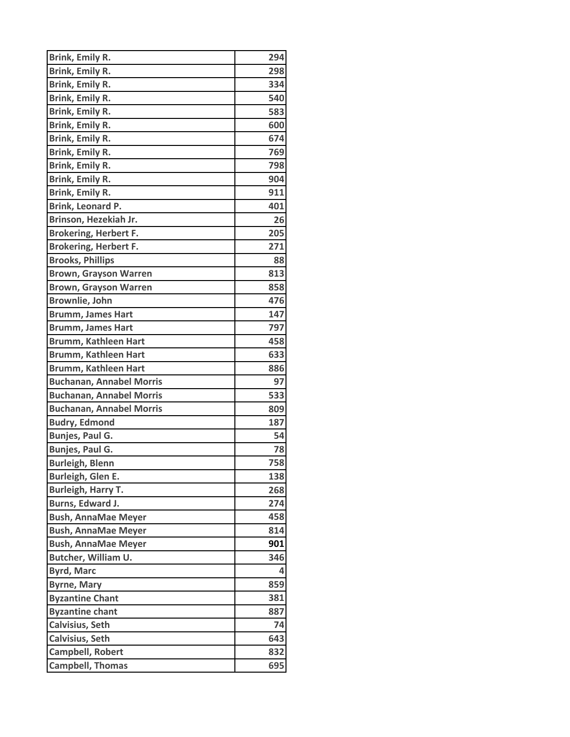| Brink, Emily R. | 294 |
|---|---|
| Brink, Emily R. | 298 |
| Brink, Emily R. | 334 |
| Brink, Emily R. | 540 |
| Brink, Emily R. | 583 |
| Brink, Emily R. | 600 |
| Brink, Emily R. | 674 |
| Brink, Emily R. | 769 |
| Brink, Emily R. | 798 |
| Brink, Emily R. | 904 |
| Brink, Emily R. | 911 |
| Brink, Leonard P. | 401 |
| Brinson, Hezekiah Jr. | 26 |
| Brokering, Herbert F. | 205 |
| Brokering, Herbert F. | 271 |
| Brooks, Phillips | 88 |
| Brown, Grayson Warren | 813 |
| Brown, Grayson Warren | 858 |
| Brownlie, John | 476 |
| Brumm, James Hart | 147 |
| Brumm, James Hart | 797 |
| Brumm, Kathleen Hart | 458 |
| Brumm, Kathleen Hart | 633 |
| Brumm, Kathleen Hart | 886 |
| Buchanan, Annabel Morris | 97 |
| Buchanan, Annabel Morris | 533 |
| Buchanan, Annabel Morris | 809 |
| Budry, Edmond | 187 |
| Bunjes, Paul G. | 54 |
| Bunjes, Paul G. | 78 |
| Burleigh, Blenn | 758 |
| Burleigh, Glen E. | 138 |
| Burleigh, Harry T. | 268 |
| Burns, Edward J. | 274 |
| Bush, AnnaMae Meyer | 458 |
| Bush, AnnaMae Meyer | 814 |
| Bush, AnnaMae Meyer | 901 |
| Butcher, William U. | 346 |
| Byrd, Marc | 4 |
| Byrne, Mary | 859 |
| Byzantine Chant | 381 |
| Byzantine chant | 887 |
| Calvisius, Seth | 74 |
| Calvisius, Seth | 643 |
| Campbell, Robert | 832 |
| Campbell, Thomas | 695 |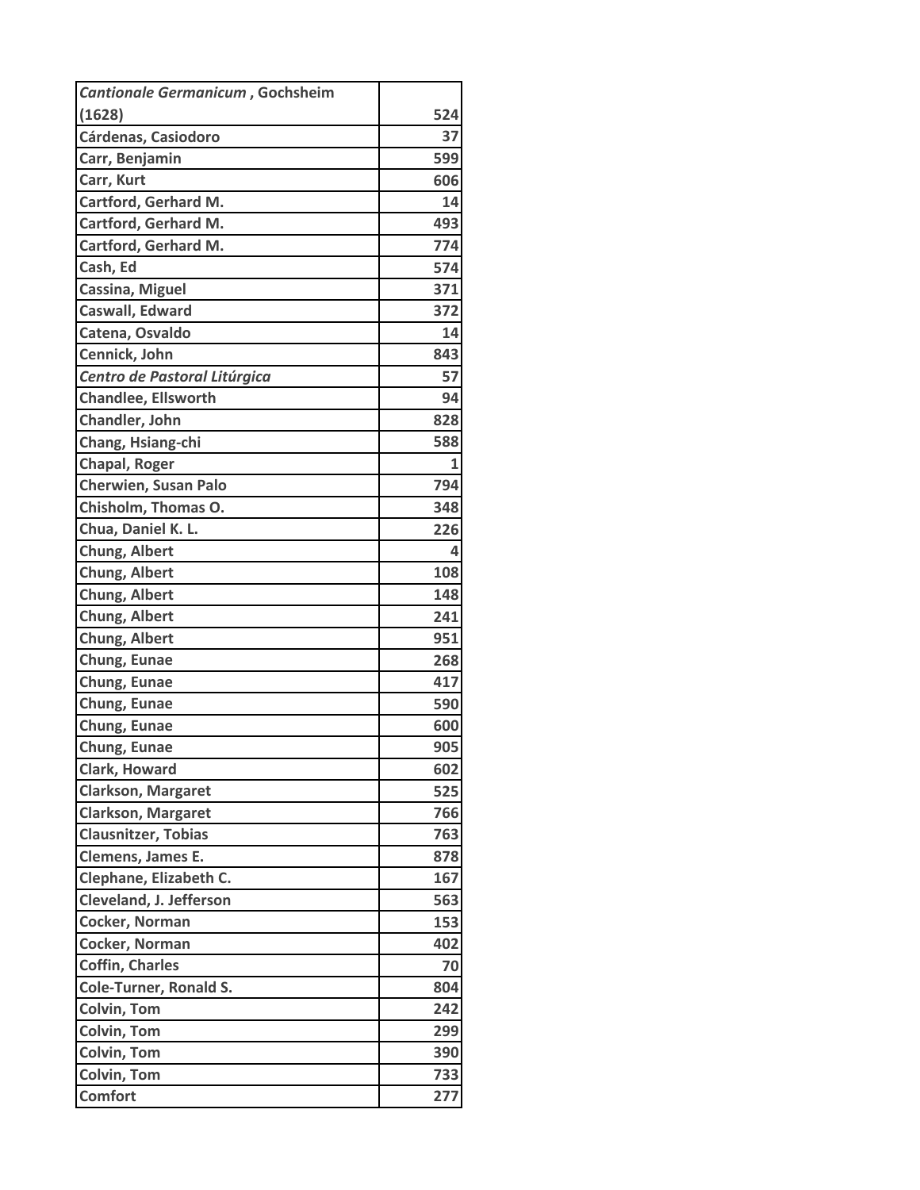| | |
|---|---|
| ***Cantionale Germanicum* , Gochsheim (1628)** | **524** |
| **Cárdenas, Casiodoro** | **37** |
| **Carr, Benjamin** | **599** |
| **Carr, Kurt** | **606** |
| **Cartford, Gerhard M.** | **14** |
| **Cartford, Gerhard M.** | **493** |
| **Cartford, Gerhard M.** | **774** |
| **Cash, Ed** | **574** |
| **Cassina, Miguel** | **371** |
| **Caswall, Edward** | **372** |
| **Catena, Osvaldo** | **14** |
| **Cennick, John** | **843** |
| ***Centro de Pastoral Litúrgica*** | **57** |
| **Chandlee, Ellsworth** | **94** |
| **Chandler, John** | **828** |
| **Chang, Hsiang-chi** | **588** |
| **Chapal, Roger** | **1** |
| **Cherwien, Susan Palo** | **794** |
| **Chisholm, Thomas O.** | **348** |
| **Chua, Daniel K. L.** | **226** |
| **Chung, Albert** | **4** |
| **Chung, Albert** | **108** |
| **Chung, Albert** | **148** |
| **Chung, Albert** | **241** |
| **Chung, Albert** | **951** |
| **Chung, Eunae** | **268** |
| **Chung, Eunae** | **417** |
| **Chung, Eunae** | **590** |
| **Chung, Eunae** | **600** |
| **Chung, Eunae** | **905** |
| **Clark, Howard** | **602** |
| **Clarkson, Margaret** | **525** |
| **Clarkson, Margaret** | **766** |
| **Clausnitzer, Tobias** | **763** |
| **Clemens, James E.** | **878** |
| **Clephane, Elizabeth C.** | **167** |
| **Cleveland, J. Jefferson** | **563** |
| **Cocker, Norman** | **153** |
| **Cocker, Norman** | **402** |
| **Coffin, Charles** | **70** |
| **Cole-Turner, Ronald S.** | **804** |
| **Colvin, Tom** | **242** |
| **Colvin, Tom** | **299** |
| **Colvin, Tom** | **390** |
| **Colvin, Tom** | **733** |
| **Comfort** | **277** |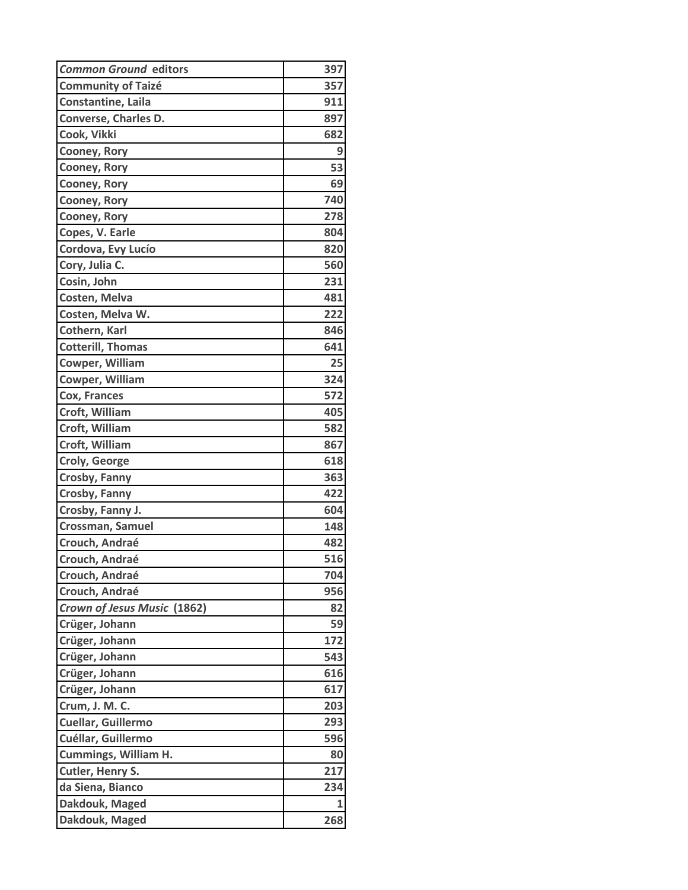| | |
|---|---|
| ***Common Ground*** **editors** | **397** |
| **Community of Taizé** | **357** |
| **Constantine, Laila** | **911** |
| **Converse, Charles D.** | **897** |
| **Cook, Vikki** | **682** |
| **Cooney, Rory** | **9** |
| **Cooney, Rory** | **53** |
| **Cooney, Rory** | **69** |
| **Cooney, Rory** | **740** |
| **Cooney, Rory** | **278** |
| **Copes, V. Earle** | **804** |
| **Cordova, Evy Lucío** | **820** |
| **Cory, Julia C.** | **560** |
| **Cosin, John** | **231** |
| **Costen, Melva** | **481** |
| **Costen, Melva W.** | **222** |
| **Cothern, Karl** | **846** |
| **Cotterill, Thomas** | **641** |
| **Cowper, William** | **25** |
| **Cowper, William** | **324** |
| **Cox, Frances** | **572** |
| **Croft, William** | **405** |
| **Croft, William** | **582** |
| **Croft, William** | **867** |
| **Croly, George** | **618** |
| **Crosby, Fanny** | **363** |
| **Crosby, Fanny** | **422** |
| **Crosby, Fanny J.** | **604** |
| **Crossman, Samuel** | **148** |
| **Crouch, Andraé** | **482** |
| **Crouch, Andraé** | **516** |
| **Crouch, Andraé** | **704** |
| **Crouch, Andraé** | **956** |
| ***Crown of Jesus Music*** **(1862)** | **82** |
| **Crüger, Johann** | **59** |
| **Crüger, Johann** | **172** |
| **Crüger, Johann** | **543** |
| **Crüger, Johann** | **616** |
| **Crüger, Johann** | **617** |
| **Crum, J. M. C.** | **203** |
| **Cuellar, Guillermo** | **293** |
| **Cuéllar, Guillermo** | **596** |
| **Cummings, William H.** | **80** |
| **Cutler, Henry S.** | **217** |
| **da Siena, Bianco** | **234** |
| **Dakdouk, Maged** | **1** |
| **Dakdouk, Maged** | **268** |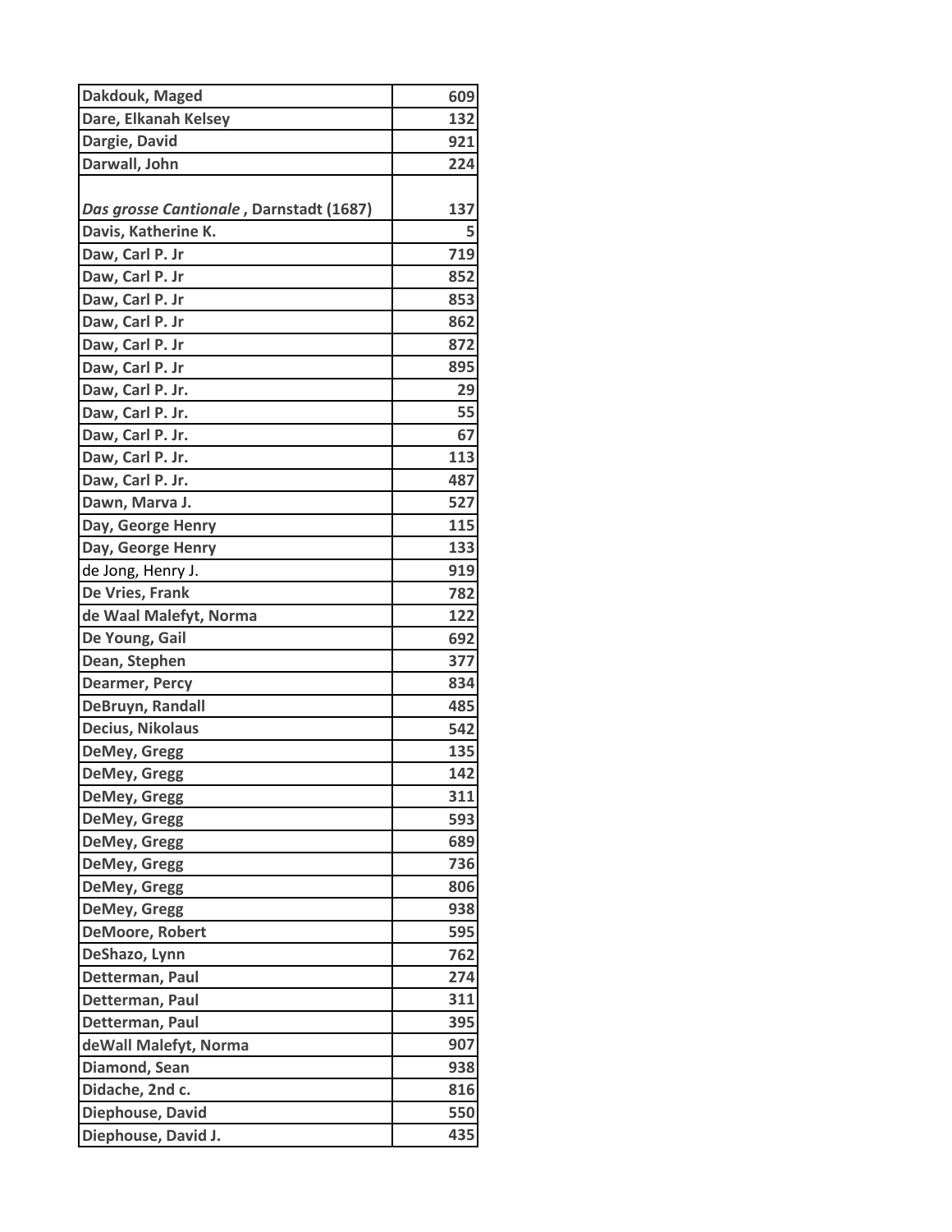| | |
|---|---|
| **Dakdouk, Maged** | **609** |
| **Dare, Elkanah Kelsey** | **132** |
| **Dargie, David** | **921** |
| **Darwall, John** | **224** |
| ***Das grosse Cantionale*, Darnstadt (1687)** | **137** |
| **Davis, Katherine K.** | **5** |
| **Daw, Carl P. Jr** | **719** |
| **Daw, Carl P. Jr** | **852** |
| **Daw, Carl P. Jr** | **853** |
| **Daw, Carl P. Jr** | **862** |
| **Daw, Carl P. Jr** | **872** |
| **Daw, Carl P. Jr** | **895** |
| **Daw, Carl P. Jr.** | **29** |
| **Daw, Carl P. Jr.** | **55** |
| **Daw, Carl P. Jr.** | **67** |
| **Daw, Carl P. Jr.** | **113** |
| **Daw, Carl P. Jr.** | **487** |
| **Dawn, Marva J.** | **527** |
| **Day, George Henry** | **115** |
| **Day, George Henry** | **133** |
| **de Jong, Henry J.** | **919** |
| **De Vries, Frank** | **782** |
| **de Waal Malefyt, Norma** | **122** |
| **De Young, Gail** | **692** |
| **Dean, Stephen** | **377** |
| **Dearmer, Percy** | **834** |
| **DeBruyn, Randall** | **485** |
| **Decius, Nikolaus** | **542** |
| **DeMey, Gregg** | **135** |
| **DeMey, Gregg** | **142** |
| **DeMey, Gregg** | **311** |
| **DeMey, Gregg** | **593** |
| **DeMey, Gregg** | **689** |
| **DeMey, Gregg** | **736** |
| **DeMey, Gregg** | **806** |
| **DeMey, Gregg** | **938** |
| **DeMoore, Robert** | **595** |
| **DeShazo, Lynn** | **762** |
| **Detterman, Paul** | **274** |
| **Detterman, Paul** | **311** |
| **Detterman, Paul** | **395** |
| **deWall Malefyt, Norma** | **907** |
| **Diamond, Sean** | **938** |
| **Didache, 2nd c.** | **816** |
| **Diephouse, David** | **550** |
| **Diephouse, David J.** | **435** |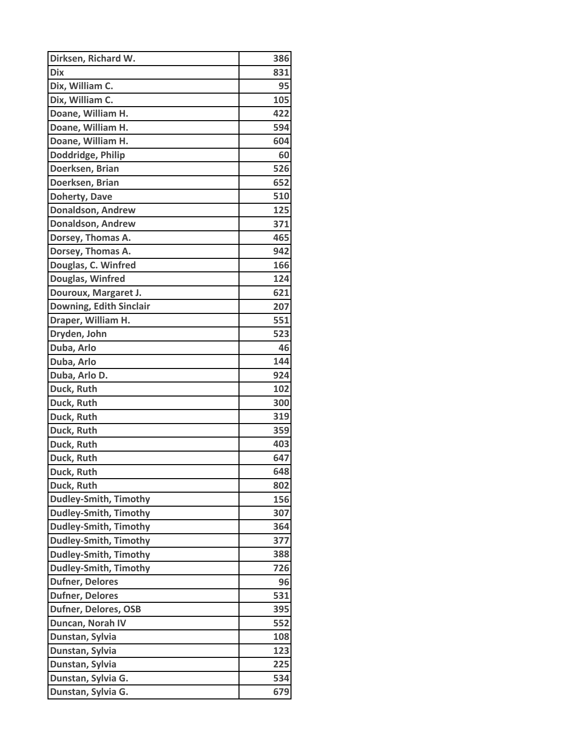| Dirksen, Richard W. | 386 |
|---|---|
| Dix | 831 |
| Dix, William C. | 95 |
| Dix, William C. | 105 |
| Doane, William H. | 422 |
| Doane, William H. | 594 |
| Doane, William H. | 604 |
| Doddridge, Philip | 60 |
| Doerksen, Brian | 526 |
| Doerksen, Brian | 652 |
| Doherty, Dave | 510 |
| Donaldson, Andrew | 125 |
| Donaldson, Andrew | 371 |
| Dorsey, Thomas A. | 465 |
| Dorsey, Thomas A. | 942 |
| Douglas, C. Winfred | 166 |
| Douglas, Winfred | 124 |
| Douroux, Margaret J. | 621 |
| Downing, Edith Sinclair | 207 |
| Draper, William H. | 551 |
| Dryden, John | 523 |
| Duba, Arlo | 46 |
| Duba, Arlo | 144 |
| Duba, Arlo D. | 924 |
| Duck, Ruth | 102 |
| Duck, Ruth | 300 |
| Duck, Ruth | 319 |
| Duck, Ruth | 359 |
| Duck, Ruth | 403 |
| Duck, Ruth | 647 |
| Duck, Ruth | 648 |
| Duck, Ruth | 802 |
| Dudley-Smith, Timothy | 156 |
| Dudley-Smith, Timothy | 307 |
| Dudley-Smith, Timothy | 364 |
| Dudley-Smith, Timothy | 377 |
| Dudley-Smith, Timothy | 388 |
| Dudley-Smith, Timothy | 726 |
| Dufner, Delores | 96 |
| Dufner, Delores | 531 |
| Dufner, Delores, OSB | 395 |
| Duncan, Norah IV | 552 |
| Dunstan, Sylvia | 108 |
| Dunstan, Sylvia | 123 |
| Dunstan, Sylvia | 225 |
| Dunstan, Sylvia G. | 534 |
| Dunstan, Sylvia G. | 679 |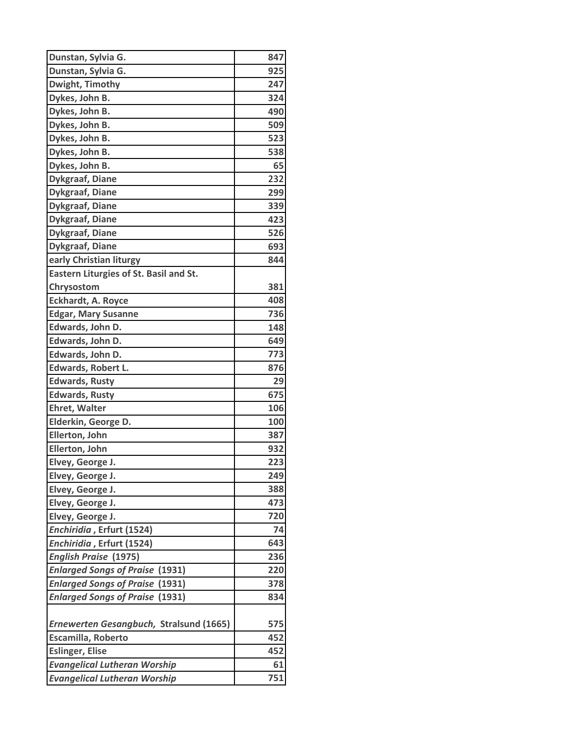| | |
|---|---|
| **Dunstan, Sylvia G.** | **847** |
| **Dunstan, Sylvia G.** | **925** |
| **Dwight, Timothy** | **247** |
| **Dykes, John B.** | **324** |
| **Dykes, John B.** | **490** |
| **Dykes, John B.** | **509** |
| **Dykes, John B.** | **523** |
| **Dykes, John B.** | **538** |
| **Dykes, John B.** | **65** |
| **Dykgraaf, Diane** | **232** |
| **Dykgraaf, Diane** | **299** |
| **Dykgraaf, Diane** | **339** |
| **Dykgraaf, Diane** | **423** |
| **Dykgraaf, Diane** | **526** |
| **Dykgraaf, Diane** | **693** |
| **early Christian liturgy** | **844** |
| **Eastern Liturgies of St. Basil and St. Chrysostom** | **381** |
| **Eckhardt, A. Royce** | **408** |
| **Edgar, Mary Susanne** | **736** |
| **Edwards, John D.** | **148** |
| **Edwards, John D.** | **649** |
| **Edwards, John D.** | **773** |
| **Edwards, Robert L.** | **876** |
| **Edwards, Rusty** | **29** |
| **Edwards, Rusty** | **675** |
| **Ehret, Walter** | **106** |
| **Elderkin, George D.** | **100** |
| **Ellerton, John** | **387** |
| **Ellerton, John** | **932** |
| **Elvey, George J.** | **223** |
| **Elvey, George J.** | **249** |
| **Elvey, George J.** | **388** |
| **Elvey, George J.** | **473** |
| **Elvey, George J.** | **720** |
| ***Enchiridia* , Erfurt (1524)** | **74** |
| ***Enchiridia* , Erfurt (1524)** | **643** |
| ***English Praise* (1975)** | **236** |
| ***Enlarged Songs of Praise* (1931)** | **220** |
| ***Enlarged Songs of Praise* (1931)** | **378** |
| ***Enlarged Songs of Praise* (1931)** | **834** |
| ***Ernewerten Gesangbuch*, Stralsund (1665)** | **575** |
| **Escamilla, Roberto** | **452** |
| **Eslinger, Elise** | **452** |
| ***Evangelical Lutheran Worship*** | **61** |
| ***Evangelical Lutheran Worship*** | **751** |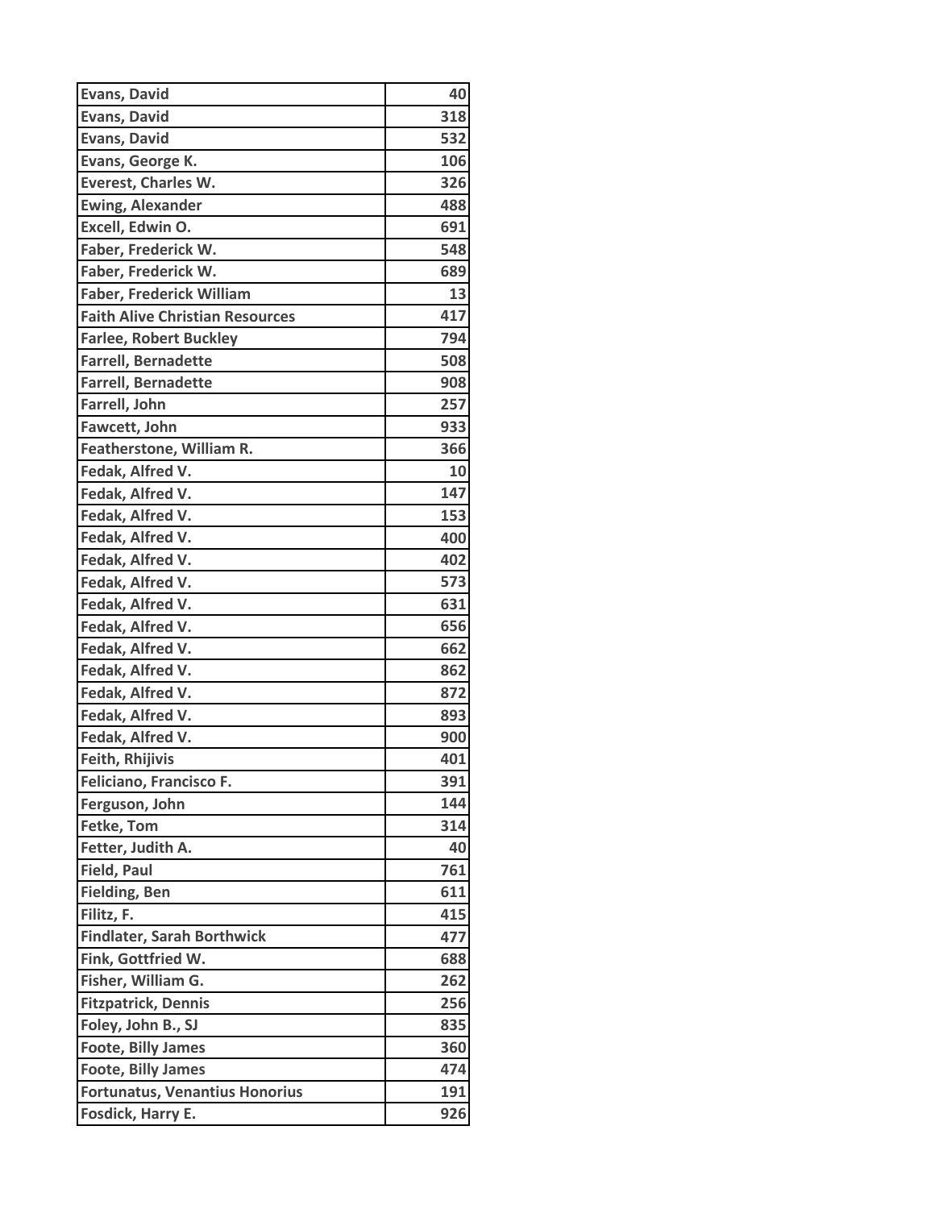| Evans, David | 40 |
|---|---|
| Evans, David | 318 |
| Evans, David | 532 |
| Evans, George K. | 106 |
| Everest, Charles W. | 326 |
| Ewing, Alexander | 488 |
| Excell, Edwin O. | 691 |
| Faber, Frederick W. | 548 |
| Faber, Frederick W. | 689 |
| Faber, Frederick William | 13 |
| Faith Alive Christian Resources | 417 |
| Farlee, Robert Buckley | 794 |
| Farrell, Bernadette | 508 |
| Farrell, Bernadette | 908 |
| Farrell, John | 257 |
| Fawcett, John | 933 |
| Featherstone, William R. | 366 |
| Fedak, Alfred V. | 10 |
| Fedak, Alfred V. | 147 |
| Fedak, Alfred V. | 153 |
| Fedak, Alfred V. | 400 |
| Fedak, Alfred V. | 402 |
| Fedak, Alfred V. | 573 |
| Fedak, Alfred V. | 631 |
| Fedak, Alfred V. | 656 |
| Fedak, Alfred V. | 662 |
| Fedak, Alfred V. | 862 |
| Fedak, Alfred V. | 872 |
| Fedak, Alfred V. | 893 |
| Fedak, Alfred V. | 900 |
| Feith, Rhijivis | 401 |
| Feliciano, Francisco F. | 391 |
| Ferguson, John | 144 |
| Fetke, Tom | 314 |
| Fetter, Judith A. | 40 |
| Field, Paul | 761 |
| Fielding, Ben | 611 |
| Filitz, F. | 415 |
| Findlater, Sarah Borthwick | 477 |
| Fink, Gottfried W. | 688 |
| Fisher, William G. | 262 |
| Fitzpatrick, Dennis | 256 |
| Foley, John B., SJ | 835 |
| Foote, Billy James | 360 |
| Foote, Billy James | 474 |
| Fortunatus, Venantius Honorius | 191 |
| Fosdick, Harry E. | 926 |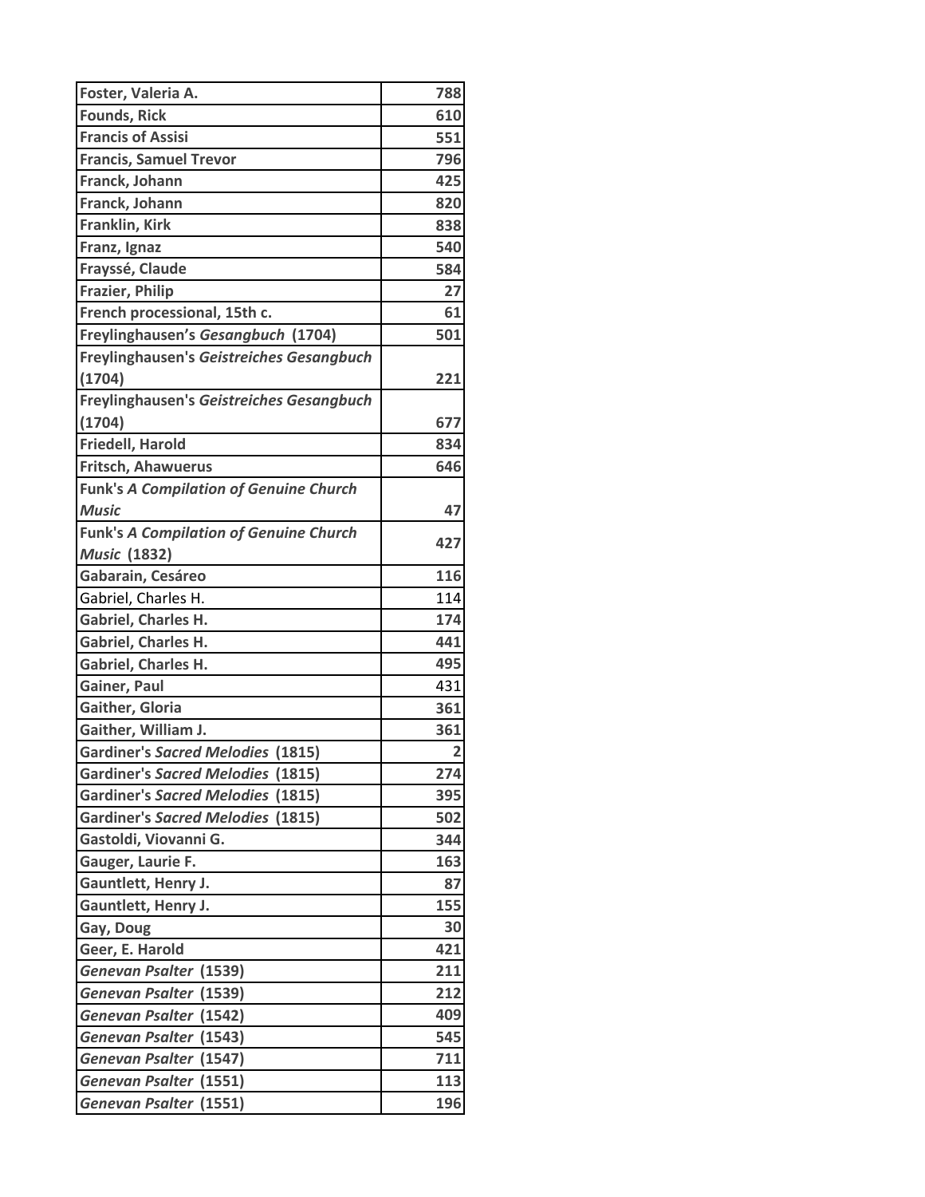| | |
|---|---|
| **Foster, Valeria A.** | **788** |
| **Founds, Rick** | **610** |
| **Francis of Assisi** | **551** |
| **Francis, Samuel Trevor** | **796** |
| **Franck, Johann** | **425** |
| **Franck, Johann** | **820** |
| **Franklin, Kirk** | **838** |
| **Franz, Ignaz** | **540** |
| **Frayssé, Claude** | **584** |
| **Frazier, Philip** | **27** |
| **French processional, 15th c.** | **61** |
| **Freylinghausen's *Gesangbuch* (1704)** | **501** |
| **Freylinghausen's *Geistreiches Gesangbuch* (1704)** | **221** |
| **Freylinghausen's *Geistreiches Gesangbuch* (1704)** | **677** |
| **Friedell, Harold** | **834** |
| **Fritsch, Ahawuerus** | **646** |
| **Funk's *A Compilation of Genuine Church Music*** | **47** |
| **Funk's *A Compilation of Genuine Church Music* (1832)** | **427** |
| **Gabarain, Cesáreo** | **116** |
| Gabriel, Charles H. | **114** |
| Gabriel, Charles H. | **174** |
| Gabriel, Charles H. | **441** |
| Gabriel, Charles H. | **495** |
| **Gainer, Paul** | **431** |
| **Gaither, Gloria** | **361** |
| **Gaither, William J.** | **361** |
| **Gardiner's *Sacred Melodies* (1815)** | **2** |
| **Gardiner's *Sacred Melodies* (1815)** | **274** |
| **Gardiner's *Sacred Melodies* (1815)** | **395** |
| **Gardiner's *Sacred Melodies* (1815)** | **502** |
| **Gastoldi, Viovanni G.** | **344** |
| **Gauger, Laurie F.** | **163** |
| **Gauntlett, Henry J.** | **87** |
| **Gauntlett, Henry J.** | **155** |
| **Gay, Doug** | **30** |
| **Geer, E. Harold** | **421** |
| ***Genevan Psalter* (1539)** | **211** |
| ***Genevan Psalter* (1539)** | **212** |
| ***Genevan Psalter* (1542)** | **409** |
| ***Genevan Psalter* (1543)** | **545** |
| ***Genevan Psalter* (1547)** | **711** |
| ***Genevan Psalter* (1551)** | **113** |
| ***Genevan Psalter* (1551)** | **196** |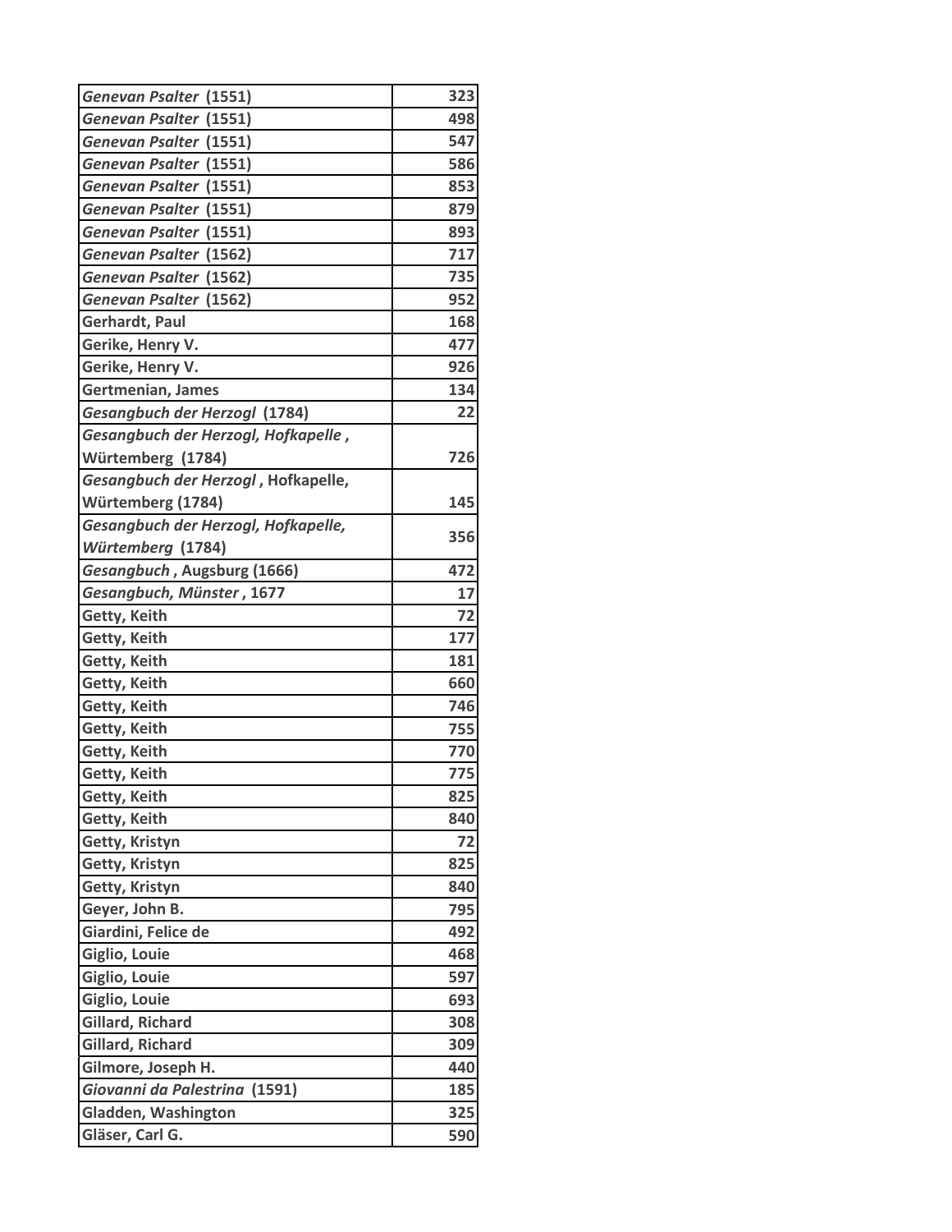| | |
|---|---|
| *Genevan Psalter* (1551) | 323 |
| *Genevan Psalter* (1551) | 498 |
| *Genevan Psalter* (1551) | 547 |
| *Genevan Psalter* (1551) | 586 |
| *Genevan Psalter* (1551) | 853 |
| *Genevan Psalter* (1551) | 879 |
| *Genevan Psalter* (1551) | 893 |
| *Genevan Psalter* (1562) | 717 |
| *Genevan Psalter* (1562) | 735 |
| *Genevan Psalter* (1562) | 952 |
| Gerhardt, Paul | 168 |
| Gerike, Henry V. | 477 |
| Gerike, Henry V. | 926 |
| Gertmenian, James | 134 |
| *Gesangbuch der Herzogl* (1784) | 22 |
| *Gesangbuch der Herzogl, Hofkapelle*, Würtemberg (1784) | 726 |
| *Gesangbuch der Herzogl*, Hofkapelle, Würtemberg (1784) | 145 |
| *Gesangbuch der Herzogl, Hofkapelle, Würtemberg* (1784) | 356 |
| *Gesangbuch*, Augsburg (1666) | 472 |
| *Gesangbuch, Münster*, 1677 | 17 |
| Getty, Keith | 72 |
| Getty, Keith | 177 |
| Getty, Keith | 181 |
| Getty, Keith | 660 |
| Getty, Keith | 746 |
| Getty, Keith | 755 |
| Getty, Keith | 770 |
| Getty, Keith | 775 |
| Getty, Keith | 825 |
| Getty, Keith | 840 |
| Getty, Kristyn | 72 |
| Getty, Kristyn | 825 |
| Getty, Kristyn | 840 |
| Geyer, John B. | 795 |
| Giardini, Felice de | 492 |
| Giglio, Louie | 468 |
| Giglio, Louie | 597 |
| Giglio, Louie | 693 |
| Gillard, Richard | 308 |
| Gillard, Richard | 309 |
| Gilmore, Joseph H. | 440 |
| *Giovanni da Palestrina* (1591) | 185 |
| Gladden, Washington | 325 |
| Gläser, Carl G. | 590 |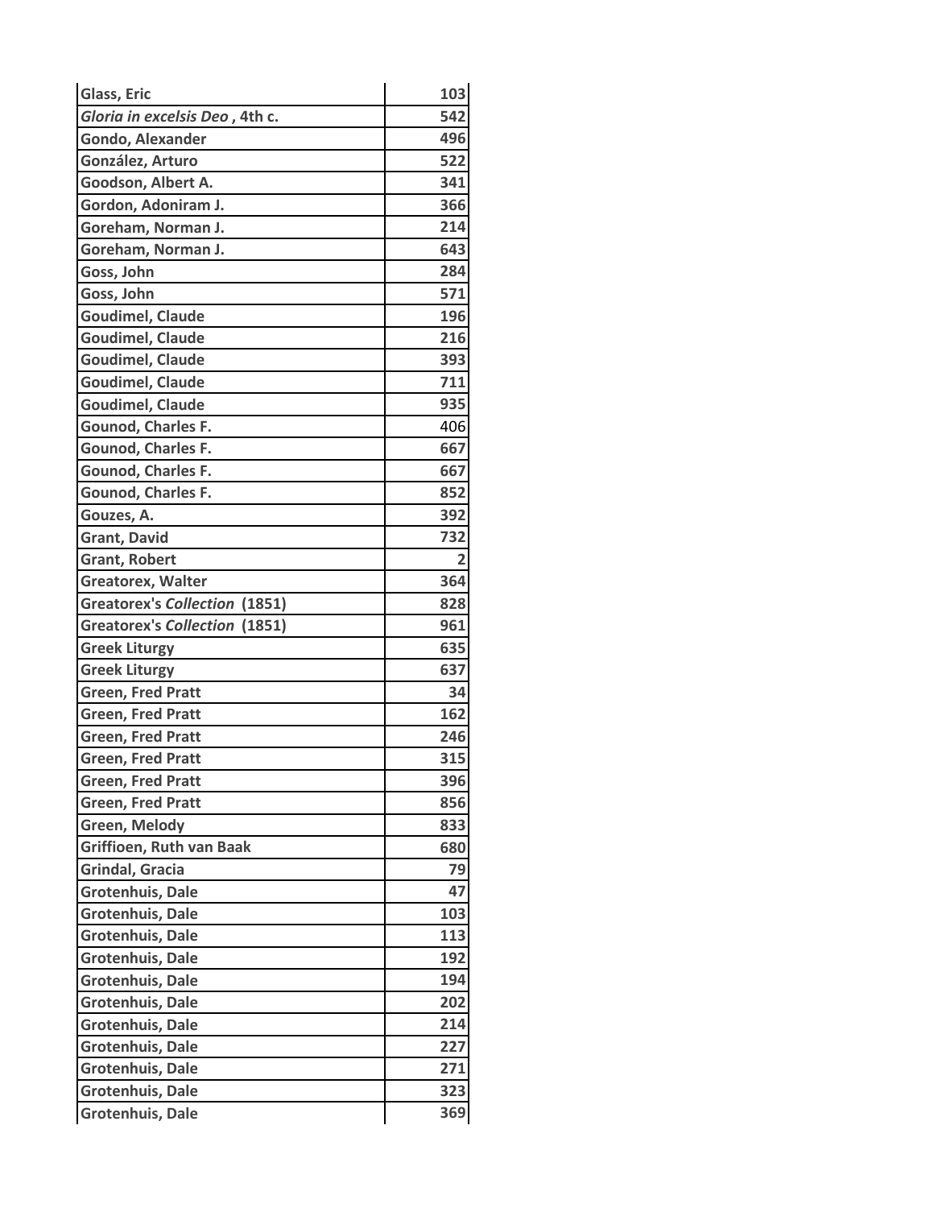| | |
|---|---|
| Glass, Eric | 103 |
| *Gloria in excelsis Deo* , 4th c. | 542 |
| Gondo, Alexander | 496 |
| González, Arturo | 522 |
| Goodson, Albert A. | 341 |
| Gordon, Adoniram J. | 366 |
| Goreham, Norman J. | 214 |
| Goreham, Norman J. | 643 |
| Goss, John | 284 |
| Goss, John | 571 |
| Goudimel, Claude | 196 |
| Goudimel, Claude | 216 |
| Goudimel, Claude | 393 |
| Goudimel, Claude | 711 |
| Goudimel, Claude | 935 |
| Gounod, Charles F. | 406 |
| Gounod, Charles F. | 667 |
| Gounod, Charles F. | 667 |
| Gounod, Charles F. | 852 |
| Gouzes, A. | 392 |
| Grant, David | 732 |
| Grant, Robert | 2 |
| Greatorex, Walter | 364 |
| Greatorex's *Collection* (1851) | 828 |
| Greatorex's *Collection* (1851) | 961 |
| Greek Liturgy | 635 |
| Greek Liturgy | 637 |
| Green, Fred Pratt | 34 |
| Green, Fred Pratt | 162 |
| Green, Fred Pratt | 246 |
| Green, Fred Pratt | 315 |
| Green, Fred Pratt | 396 |
| Green, Fred Pratt | 856 |
| Green, Melody | 833 |
| Griffioen, Ruth van Baak | 680 |
| Grindal, Gracia | 79 |
| Grotenhuis, Dale | 47 |
| Grotenhuis, Dale | 103 |
| Grotenhuis, Dale | 113 |
| Grotenhuis, Dale | 192 |
| Grotenhuis, Dale | 194 |
| Grotenhuis, Dale | 202 |
| Grotenhuis, Dale | 214 |
| Grotenhuis, Dale | 227 |
| Grotenhuis, Dale | 271 |
| Grotenhuis, Dale | 323 |
| Grotenhuis, Dale | 369 |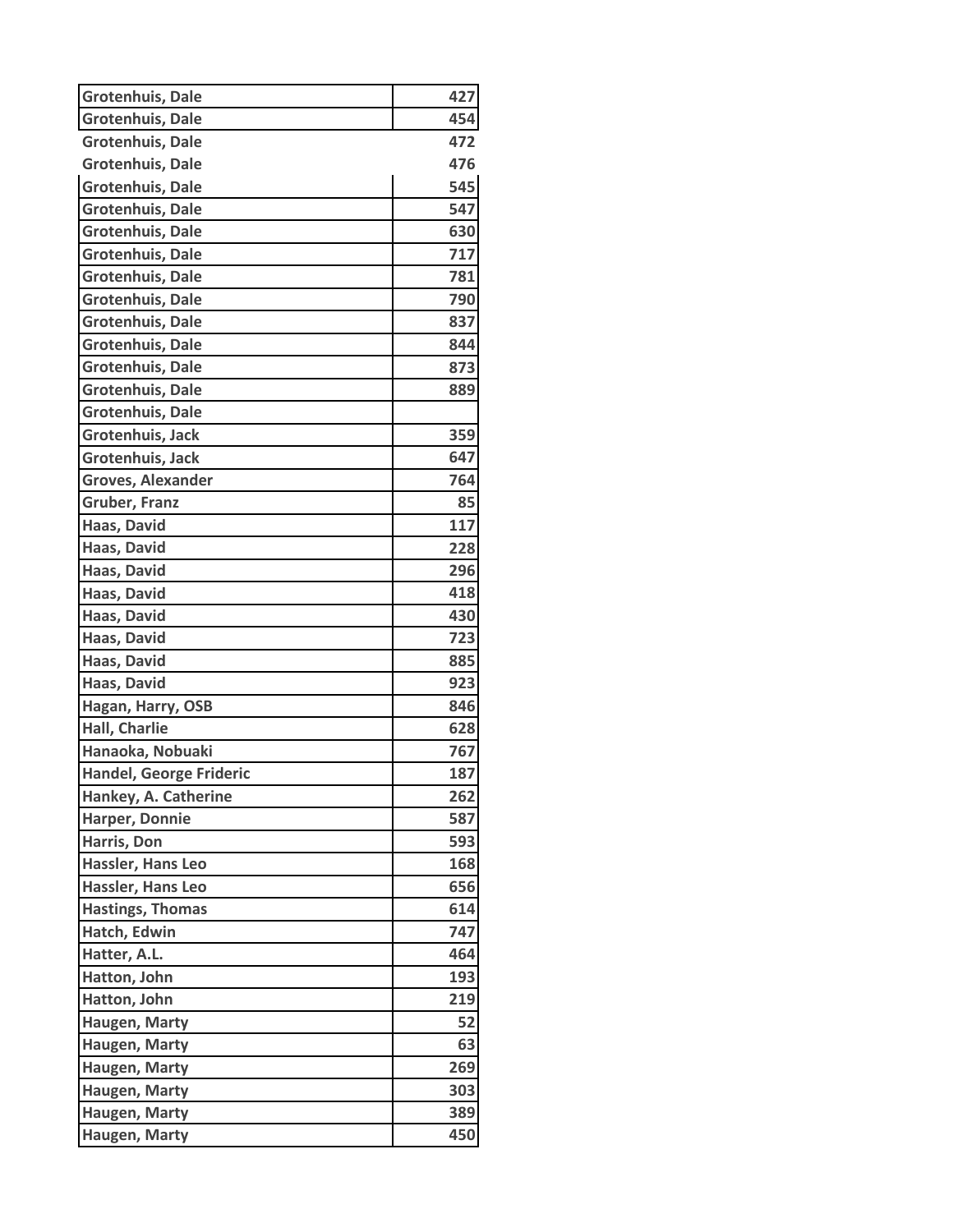| | |
|---|---|
| Grotenhuis, Dale | 427 |
| Grotenhuis, Dale | 454 |
| Grotenhuis, Dale | 472 |
| Grotenhuis, Dale | 476 |
| Grotenhuis, Dale | 545 |
| Grotenhuis, Dale | 547 |
| Grotenhuis, Dale | 630 |
| Grotenhuis, Dale | 717 |
| Grotenhuis, Dale | 781 |
| Grotenhuis, Dale | 790 |
| Grotenhuis, Dale | 837 |
| Grotenhuis, Dale | 844 |
| Grotenhuis, Dale | 873 |
| Grotenhuis, Dale | 889 |
| Grotenhuis, Dale | |
| Grotenhuis, Jack | 359 |
| Grotenhuis, Jack | 647 |
| Groves, Alexander | 764 |
| Gruber, Franz | 85 |
| Haas, David | 117 |
| Haas, David | 228 |
| Haas, David | 296 |
| Haas, David | 418 |
| Haas, David | 430 |
| Haas, David | 723 |
| Haas, David | 885 |
| Haas, David | 923 |
| Hagan, Harry, OSB | 846 |
| Hall, Charlie | 628 |
| Hanaoka, Nobuaki | 767 |
| Handel, George Frideric | 187 |
| Hankey, A. Catherine | 262 |
| Harper, Donnie | 587 |
| Harris, Don | 593 |
| Hassler, Hans Leo | 168 |
| Hassler, Hans Leo | 656 |
| Hastings, Thomas | 614 |
| Hatch, Edwin | 747 |
| Hatter, A.L. | 464 |
| Hatton, John | 193 |
| Hatton, John | 219 |
| Haugen, Marty | 52 |
| Haugen, Marty | 63 |
| Haugen, Marty | 269 |
| Haugen, Marty | 303 |
| Haugen, Marty | 389 |
| Haugen, Marty | 450 |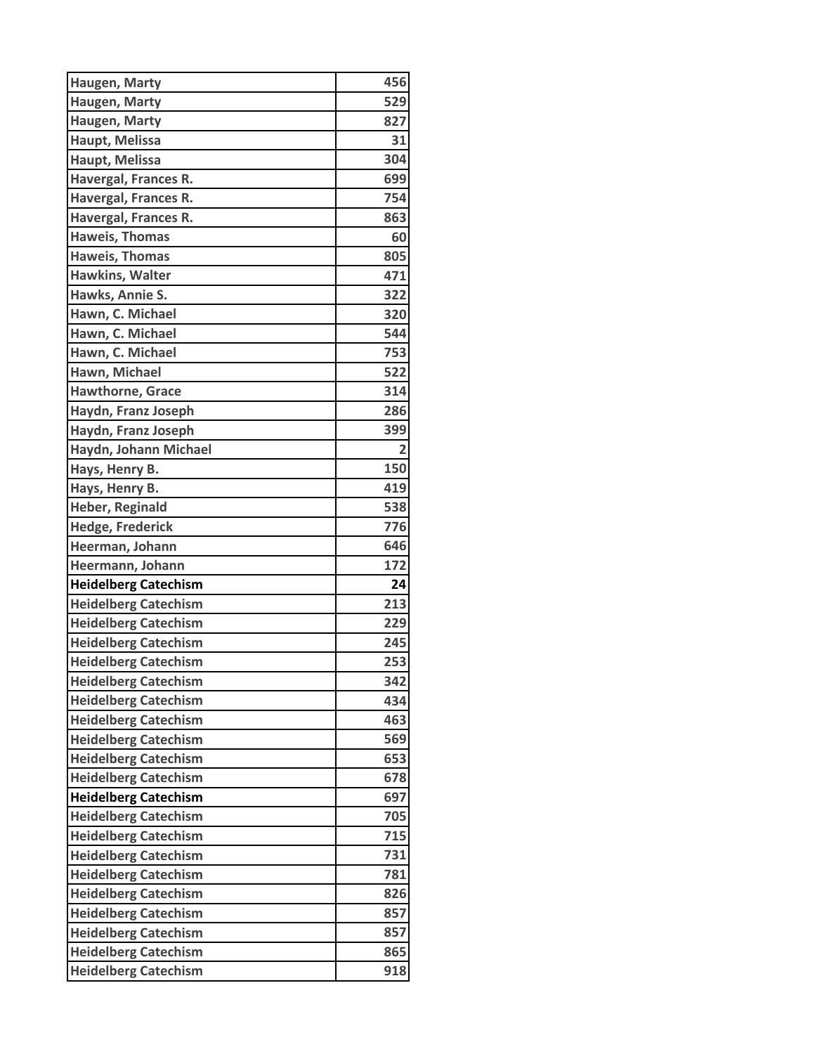| Haugen, Marty | 456 |
|---|---|
| Haugen, Marty | 529 |
| Haugen, Marty | 827 |
| Haupt, Melissa | 31 |
| Haupt, Melissa | 304 |
| Havergal, Frances R. | 699 |
| Havergal, Frances R. | 754 |
| Havergal, Frances R. | 863 |
| Haweis, Thomas | 60 |
| Haweis, Thomas | 805 |
| Hawkins, Walter | 471 |
| Hawks, Annie S. | 322 |
| Hawn, C. Michael | 320 |
| Hawn, C. Michael | 544 |
| Hawn, C. Michael | 753 |
| Hawn, Michael | 522 |
| Hawthorne, Grace | 314 |
| Haydn, Franz Joseph | 286 |
| Haydn, Franz Joseph | 399 |
| Haydn, Johann Michael | 2 |
| Hays, Henry B. | 150 |
| Hays, Henry B. | 419 |
| Heber, Reginald | 538 |
| Hedge, Frederick | 776 |
| Heerman, Johann | 646 |
| Heermann, Johann | 172 |
| **Heidelberg Catechism** | **24** |
| Heidelberg Catechism | 213 |
| Heidelberg Catechism | 229 |
| Heidelberg Catechism | 245 |
| Heidelberg Catechism | 253 |
| Heidelberg Catechism | 342 |
| Heidelberg Catechism | 434 |
| Heidelberg Catechism | 463 |
| Heidelberg Catechism | 569 |
| Heidelberg Catechism | 653 |
| Heidelberg Catechism | 678 |
| **Heidelberg Catechism** | **697** |
| Heidelberg Catechism | 705 |
| Heidelberg Catechism | 715 |
| Heidelberg Catechism | 731 |
| Heidelberg Catechism | 781 |
| Heidelberg Catechism | 826 |
| Heidelberg Catechism | 857 |
| Heidelberg Catechism | 857 |
| Heidelberg Catechism | 865 |
| Heidelberg Catechism | 918 |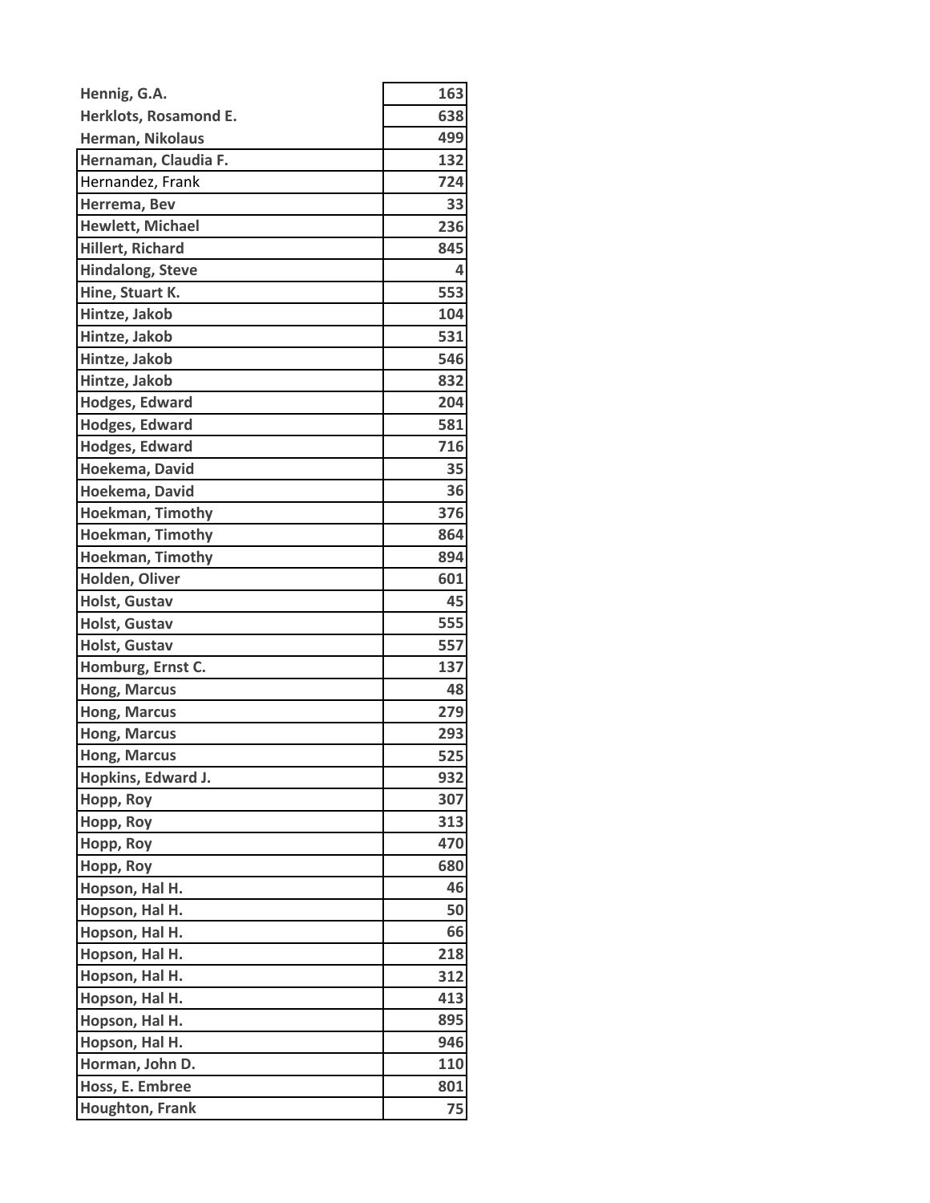| | |
|---|---|
| Hennig, G.A. | 163 |
| Herklots, Rosamond E. | 638 |
| Herman, Nikolaus | 499 |
| Hernaman, Claudia F. | 132 |
| Hernandez, Frank | 724 |
| Herrema, Bev | 33 |
| Hewlett, Michael | 236 |
| Hillert, Richard | 845 |
| Hindalong, Steve | 4 |
| Hine, Stuart K. | 553 |
| Hintze, Jakob | 104 |
| Hintze, Jakob | 531 |
| Hintze, Jakob | 546 |
| Hintze, Jakob | 832 |
| Hodges, Edward | 204 |
| Hodges, Edward | 581 |
| Hodges, Edward | 716 |
| Hoekema, David | 35 |
| Hoekema, David | 36 |
| Hoekman, Timothy | 376 |
| Hoekman, Timothy | 864 |
| Hoekman, Timothy | 894 |
| Holden, Oliver | 601 |
| Holst, Gustav | 45 |
| Holst, Gustav | 555 |
| Holst, Gustav | 557 |
| Homburg, Ernst C. | 137 |
| Hong, Marcus | 48 |
| Hong, Marcus | 279 |
| Hong, Marcus | 293 |
| Hong, Marcus | 525 |
| Hopkins, Edward J. | 932 |
| Hopp, Roy | 307 |
| Hopp, Roy | 313 |
| Hopp, Roy | 470 |
| Hopp, Roy | 680 |
| Hopson, Hal H. | 46 |
| Hopson, Hal H. | 50 |
| Hopson, Hal H. | 66 |
| Hopson, Hal H. | 218 |
| Hopson, Hal H. | 312 |
| Hopson, Hal H. | 413 |
| Hopson, Hal H. | 895 |
| Hopson, Hal H. | 946 |
| Horman, John D. | 110 |
| Hoss, E. Embree | 801 |
| Houghton, Frank | 75 |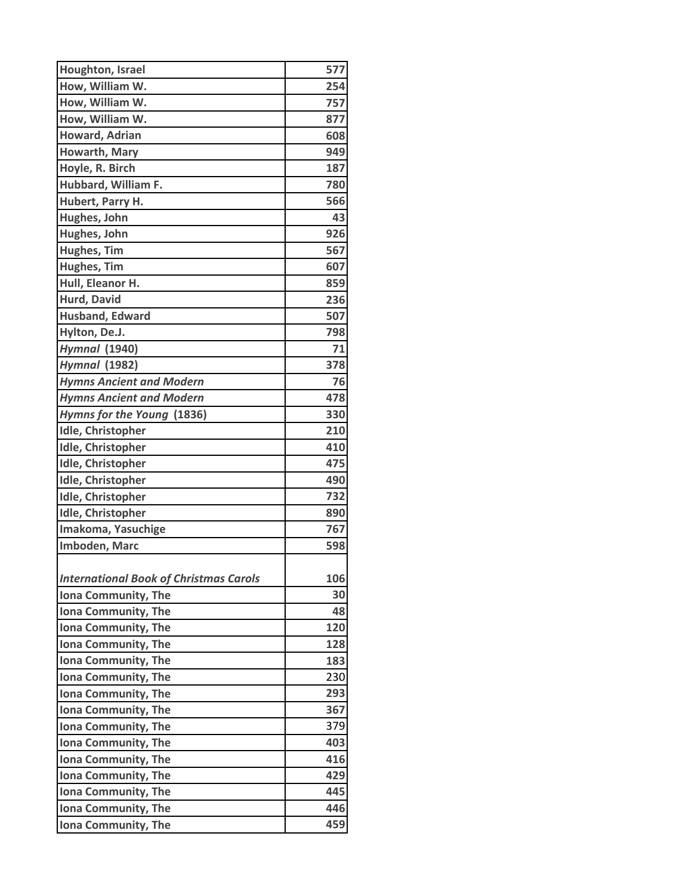| Houghton, Israel | 577 |
|---|---|
| How, William W. | 254 |
| How, William W. | 757 |
| How, William W. | 877 |
| Howard, Adrian | 608 |
| Howarth, Mary | 949 |
| Hoyle, R. Birch | 187 |
| Hubbard, William F. | 780 |
| Hubert, Parry H. | 566 |
| Hughes, John | 43 |
| Hughes, John | 926 |
| Hughes, Tim | 567 |
| Hughes, Tim | 607 |
| Hull, Eleanor H. | 859 |
| Hurd, David | 236 |
| Husband, Edward | 507 |
| Hylton, De.J. | 798 |
| *Hymnal* (1940) | 71 |
| *Hymnal* (1982) | 378 |
| *Hymns Ancient and Modern* | 76 |
| *Hymns Ancient and Modern* | 478 |
| *Hymns for the Young* (1836) | 330 |
| Idle, Christopher | 210 |
| Idle, Christopher | 410 |
| Idle, Christopher | 475 |
| Idle, Christopher | 490 |
| Idle, Christopher | 732 |
| Idle, Christopher | 890 |
| Imakoma, Yasuchige | 767 |
| Imboden, Marc | 598 |
| *International Book of Christmas Carols* | 106 |
| Iona Community, The | 30 |
| Iona Community, The | 48 |
| Iona Community, The | 120 |
| Iona Community, The | 128 |
| Iona Community, The | 183 |
| Iona Community, The | 230 |
| Iona Community, The | 293 |
| Iona Community, The | 367 |
| Iona Community, The | 379 |
| Iona Community, The | 403 |
| Iona Community, The | 416 |
| Iona Community, The | 429 |
| Iona Community, The | 445 |
| Iona Community, The | 446 |
| Iona Community, The | 459 |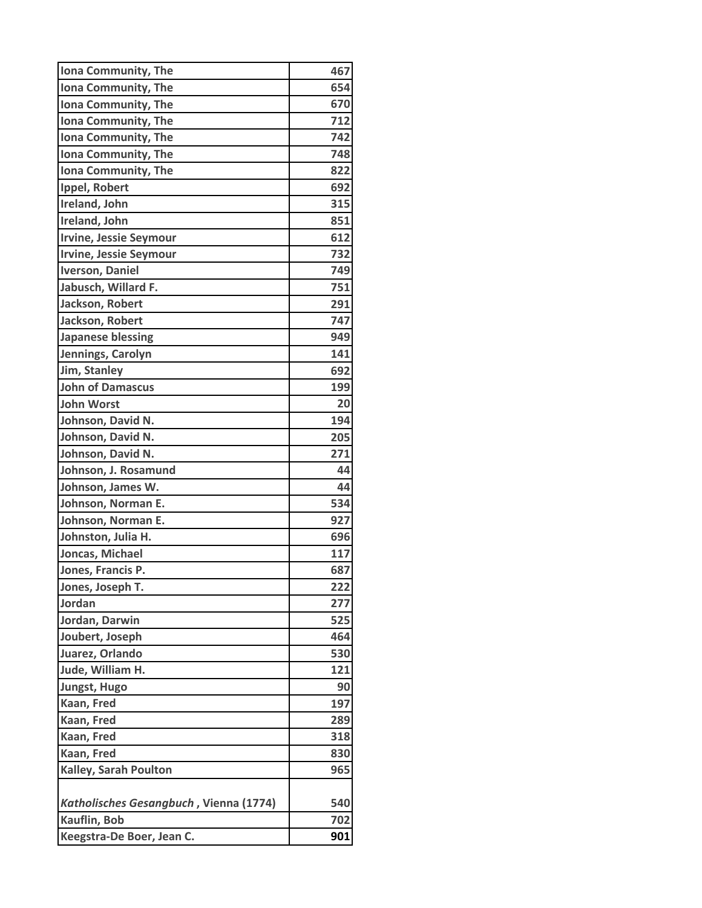| | |
|---|---|
| **Iona Community, The** | **467** |
| **Iona Community, The** | **654** |
| **Iona Community, The** | **670** |
| **Iona Community, The** | **712** |
| **Iona Community, The** | **742** |
| **Iona Community, The** | **748** |
| **Iona Community, The** | **822** |
| **Ippel, Robert** | **692** |
| **Ireland, John** | **315** |
| **Ireland, John** | **851** |
| **Irvine, Jessie Seymour** | **612** |
| **Irvine, Jessie Seymour** | **732** |
| **Iverson, Daniel** | **749** |
| **Jabusch, Willard F.** | **751** |
| **Jackson, Robert** | **291** |
| **Jackson, Robert** | **747** |
| **Japanese blessing** | **949** |
| **Jennings, Carolyn** | **141** |
| **Jim, Stanley** | **692** |
| **John of Damascus** | **199** |
| **John Worst** | **20** |
| **Johnson, David N.** | **194** |
| **Johnson, David N.** | **205** |
| **Johnson, David N.** | **271** |
| **Johnson, J. Rosamund** | **44** |
| **Johnson, James W.** | **44** |
| **Johnson, Norman E.** | **534** |
| **Johnson, Norman E.** | **927** |
| **Johnston, Julia H.** | **696** |
| **Joncas, Michael** | **117** |
| **Jones, Francis P.** | **687** |
| **Jones, Joseph T.** | **222** |
| **Jordan** | **277** |
| **Jordan, Darwin** | **525** |
| **Joubert, Joseph** | **464** |
| **Juarez, Orlando** | **530** |
| **Jude, William H.** | **121** |
| **Jungst, Hugo** | **90** |
| **Kaan, Fred** | **197** |
| **Kaan, Fred** | **289** |
| **Kaan, Fred** | **318** |
| **Kaan, Fred** | **830** |
| **Kalley, Sarah Poulton** | **965** |
| ***Katholisches Gesangbuch*, Vienna (1774)** | **540** |
| **Kauflin, Bob** | **702** |
| **Keegstra-De Boer, Jean C.** | **901** |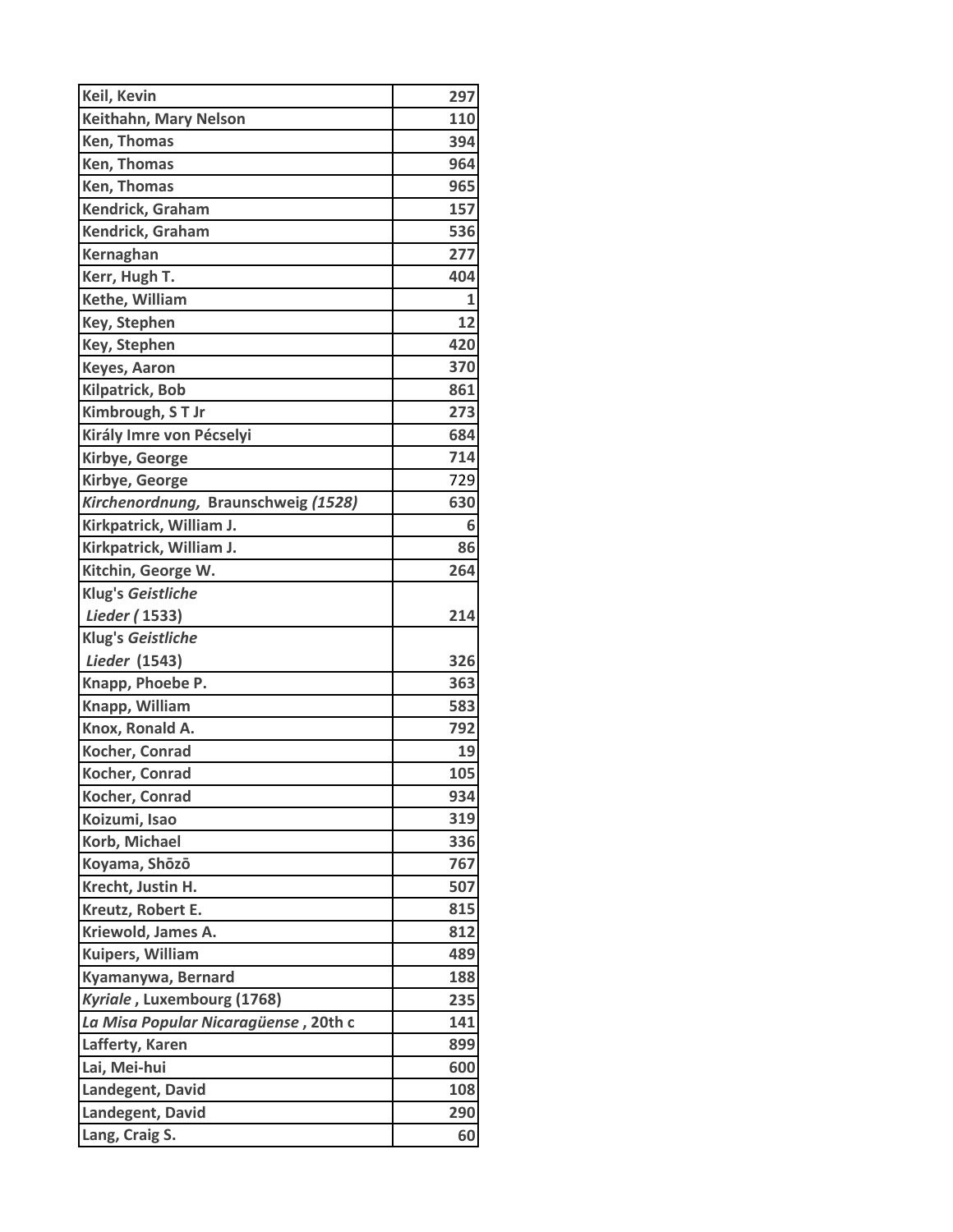| | |
|---|---|
| **Keil, Kevin** | **297** |
| **Keithahn, Mary Nelson** | **110** |
| **Ken, Thomas** | **394** |
| **Ken, Thomas** | **964** |
| **Ken, Thomas** | **965** |
| **Kendrick, Graham** | **157** |
| **Kendrick, Graham** | **536** |
| **Kernaghan** | **277** |
| **Kerr, Hugh T.** | **404** |
| **Kethe, William** | **1** |
| **Key, Stephen** | **12** |
| **Key, Stephen** | **420** |
| **Keyes, Aaron** | **370** |
| **Kilpatrick, Bob** | **861** |
| **Kimbrough, S T Jr** | **273** |
| **Király Imre von Pécselyi** | **684** |
| **Kirbye, George** | **714** |
| **Kirbye, George** | 729 |
| ***Kirchenordnung*, Braunschweig *(1528)*** | **630** |
| **Kirkpatrick, William J.** | **6** |
| **Kirkpatrick, William J.** | **86** |
| **Kitchin, George W.** | **264** |
| **Klug's *Geistliche Lieder (* 1533)** | **214** |
| **Klug's *Geistliche Lieder* (1543)** | **326** |
| **Knapp, Phoebe P.** | **363** |
| **Knapp, William** | **583** |
| **Knox, Ronald A.** | **792** |
| **Kocher, Conrad** | **19** |
| **Kocher, Conrad** | **105** |
| **Kocher, Conrad** | **934** |
| **Koizumi, Isao** | **319** |
| **Korb, Michael** | **336** |
| **Koyama, Shōzō** | **767** |
| **Krecht, Justin H.** | **507** |
| **Kreutz, Robert E.** | **815** |
| **Kriewold, James A.** | **812** |
| **Kuipers, William** | **489** |
| **Kyamanywa, Bernard** | **188** |
| ***Kyriale*, Luxembourg (1768)** | **235** |
| ***La Misa Popular Nicaragüense*, 20th c** | **141** |
| **Lafferty, Karen** | **899** |
| **Lai, Mei-hui** | **600** |
| **Landegent, David** | **108** |
| **Landegent, David** | **290** |
| **Lang, Craig S.** | **60** |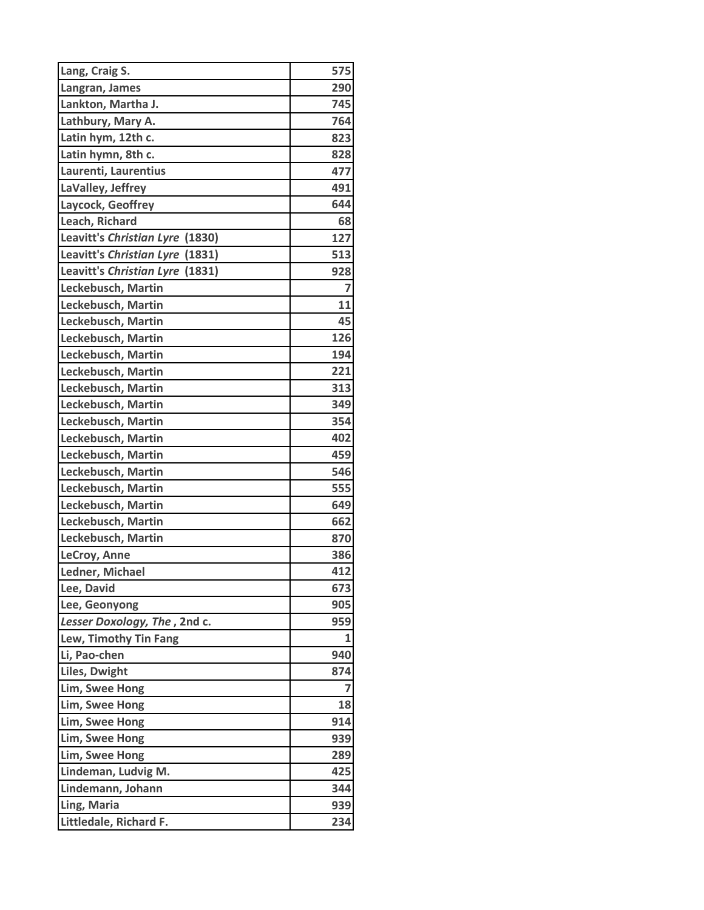| Lang, Craig S. | 575 |
|---|---|
| Langran, James | 290 |
| Lankton, Martha J. | 745 |
| Lathbury, Mary A. | 764 |
| Latin hym, 12th c. | 823 |
| Latin hymn, 8th c. | 828 |
| Laurenti, Laurentius | 477 |
| LaValley, Jeffrey | 491 |
| Laycock, Geoffrey | 644 |
| Leach, Richard | 68 |
| Leavitt's *Christian Lyre* (1830) | 127 |
| Leavitt's *Christian Lyre* (1831) | 513 |
| Leavitt's *Christian Lyre* (1831) | 928 |
| Leckebusch, Martin | 7 |
| Leckebusch, Martin | 11 |
| Leckebusch, Martin | 45 |
| Leckebusch, Martin | 126 |
| Leckebusch, Martin | 194 |
| Leckebusch, Martin | 221 |
| Leckebusch, Martin | 313 |
| Leckebusch, Martin | 349 |
| Leckebusch, Martin | 354 |
| Leckebusch, Martin | 402 |
| Leckebusch, Martin | 459 |
| Leckebusch, Martin | 546 |
| Leckebusch, Martin | 555 |
| Leckebusch, Martin | 649 |
| Leckebusch, Martin | 662 |
| Leckebusch, Martin | 870 |
| LeCroy, Anne | 386 |
| Ledner, Michael | 412 |
| Lee, David | 673 |
| Lee, Geonyong | 905 |
| *Lesser Doxology, The* , 2nd c. | 959 |
| Lew, Timothy Tin Fang | 1 |
| Li, Pao-chen | 940 |
| Liles, Dwight | 874 |
| Lim, Swee Hong | 7 |
| Lim, Swee Hong | 18 |
| Lim, Swee Hong | 914 |
| Lim, Swee Hong | 939 |
| Lim, Swee Hong | 289 |
| Lindeman, Ludvig M. | 425 |
| Lindemann, Johann | 344 |
| Ling, Maria | 939 |
| Littledale, Richard F. | 234 |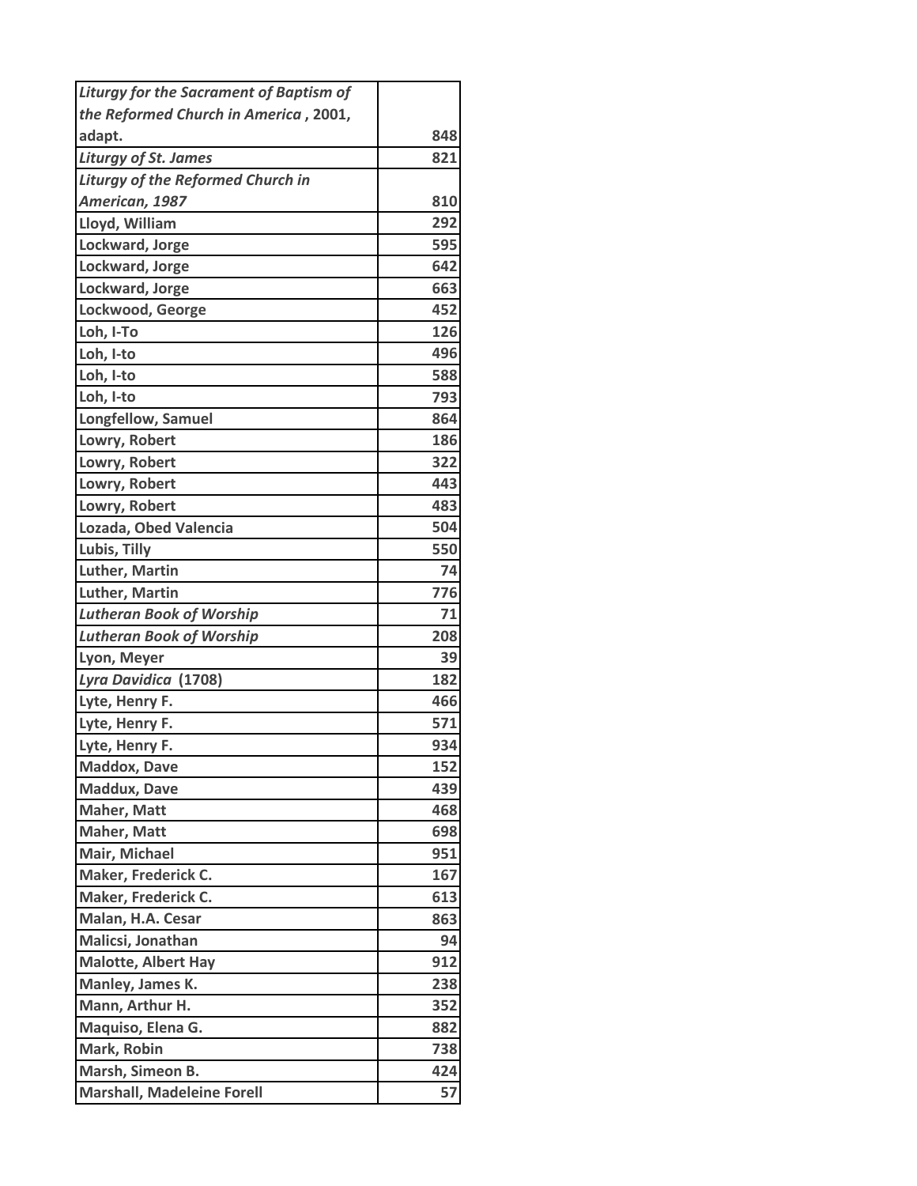| | |
|---|---|
| ***Liturgy for the Sacrament of Baptism of the Reformed Church in America*, 2001, adapt.** | **848** |
| ***Liturgy of St. James*** | **821** |
| ***Liturgy of the Reformed Church in American, 1987*** | **810** |
| **Lloyd, William** | **292** |
| **Lockward, Jorge** | **595** |
| **Lockward, Jorge** | **642** |
| **Lockward, Jorge** | **663** |
| **Lockwood, George** | **452** |
| **Loh, I-To** | **126** |
| **Loh, I-to** | **496** |
| **Loh, I-to** | **588** |
| **Loh, I-to** | **793** |
| **Longfellow, Samuel** | **864** |
| **Lowry, Robert** | **186** |
| **Lowry, Robert** | **322** |
| **Lowry, Robert** | **443** |
| **Lowry, Robert** | **483** |
| **Lozada, Obed Valencia** | **504** |
| **Lubis, Tilly** | **550** |
| **Luther, Martin** | **74** |
| **Luther, Martin** | **776** |
| ***Lutheran Book of Worship*** | **71** |
| ***Lutheran Book of Worship*** | **208** |
| **Lyon, Meyer** | **39** |
| ***Lyra Davidica* (1708)** | **182** |
| **Lyte, Henry F.** | **466** |
| **Lyte, Henry F.** | **571** |
| **Lyte, Henry F.** | **934** |
| **Maddox, Dave** | **152** |
| **Maddux, Dave** | **439** |
| **Maher, Matt** | **468** |
| **Maher, Matt** | **698** |
| **Mair, Michael** | **951** |
| **Maker, Frederick C.** | **167** |
| **Maker, Frederick C.** | **613** |
| **Malan, H.A. Cesar** | **863** |
| **Malicsi, Jonathan** | **94** |
| **Malotte, Albert Hay** | **912** |
| **Manley, James K.** | **238** |
| **Mann, Arthur H.** | **352** |
| **Maquiso, Elena G.** | **882** |
| **Mark, Robin** | **738** |
| **Marsh, Simeon B.** | **424** |
| **Marshall, Madeleine Forell** | **57** |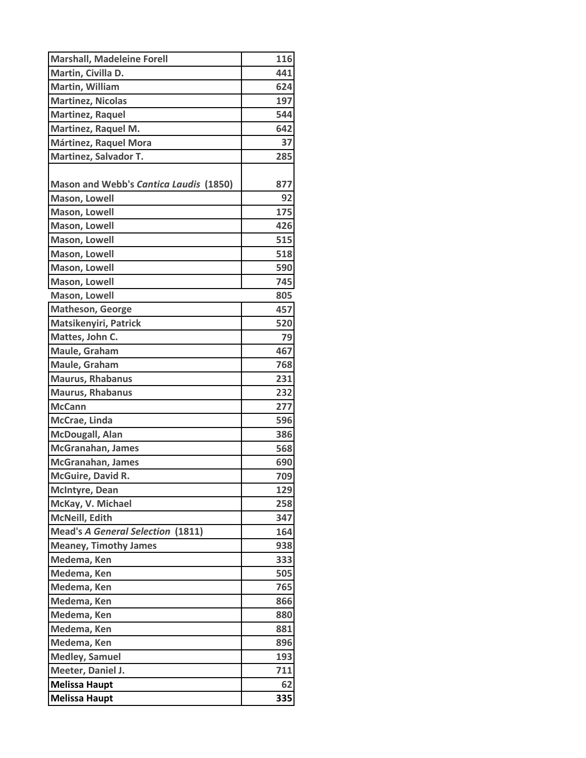| Marshall, Madeleine Forell | 116 |
|---|---|
| Martin, Civilla D. | 441 |
| Martin, William | 624 |
| Martinez, Nicolas | 197 |
| Martinez, Raquel | 544 |
| Martinez, Raquel M. | 642 |
| Mártinez, Raquel Mora | 37 |
| Martinez, Salvador T. | 285 |
| Mason and Webb's *Cantica Laudis* (1850) | 877 |
| Mason, Lowell | 92 |
| Mason, Lowell | 175 |
| Mason, Lowell | 426 |
| Mason, Lowell | 515 |
| Mason, Lowell | 518 |
| Mason, Lowell | 590 |
| Mason, Lowell | 745 |
| Mason, Lowell | 805 |
| Matheson, George | 457 |
| Matsikenyiri, Patrick | 520 |
| Mattes, John C. | 79 |
| Maule, Graham | 467 |
| Maule, Graham | 768 |
| Maurus, Rhabanus | 231 |
| Maurus, Rhabanus | 232 |
| McCann | 277 |
| McCrae, Linda | 596 |
| McDougall, Alan | 386 |
| McGranahan, James | 568 |
| McGranahan, James | 690 |
| McGuire, David R. | 709 |
| McIntyre, Dean | 129 |
| McKay, V. Michael | 258 |
| McNeill, Edith | 347 |
| Mead's *A General Selection* (1811) | 164 |
| Meaney, Timothy James | 938 |
| Medema, Ken | 333 |
| Medema, Ken | 505 |
| Medema, Ken | 765 |
| Medema, Ken | 866 |
| Medema, Ken | 880 |
| Medema, Ken | 881 |
| Medema, Ken | 896 |
| Medley, Samuel | 193 |
| Meeter, Daniel J. | 711 |
| Melissa Haupt | 62 |
| Melissa Haupt | 335 |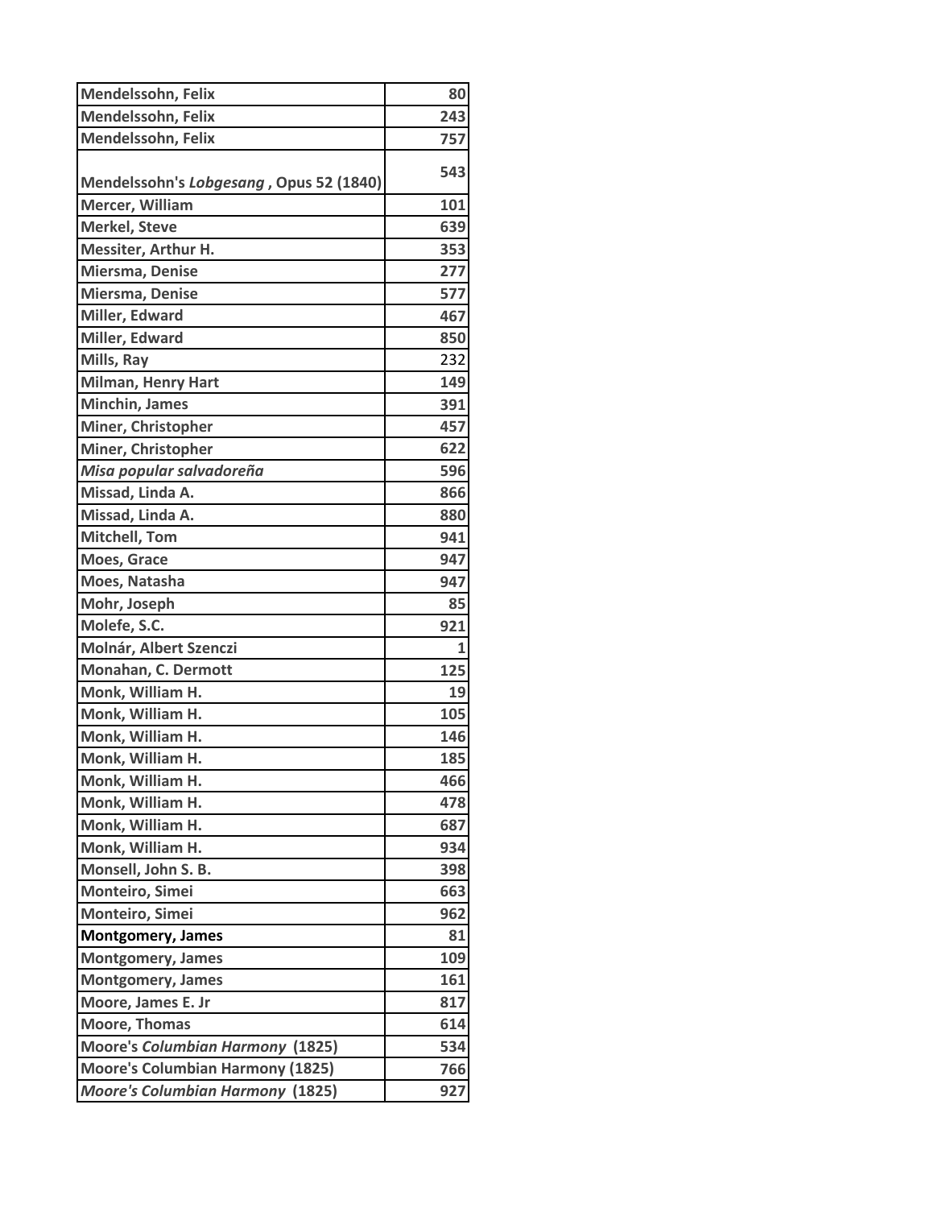| | |
|---|---|
| Mendelssohn, Felix | 80 |
| Mendelssohn, Felix | 243 |
| Mendelssohn, Felix | 757 |
| Mendelssohn's *Lobgesang* , Opus 52 (1840) | 543 |
| Mercer, William | 101 |
| Merkel, Steve | 639 |
| Messiter, Arthur H. | 353 |
| Miersma, Denise | 277 |
| Miersma, Denise | 577 |
| Miller, Edward | 467 |
| Miller, Edward | 850 |
| Mills, Ray | 232 |
| Milman, Henry Hart | 149 |
| Minchin, James | 391 |
| Miner, Christopher | 457 |
| Miner, Christopher | 622 |
| *Misa popular salvadoreña* | 596 |
| Missad, Linda A. | 866 |
| Missad, Linda A. | 880 |
| Mitchell, Tom | 941 |
| Moes, Grace | 947 |
| Moes, Natasha | 947 |
| Mohr, Joseph | 85 |
| Molefe, S.C. | 921 |
| Molnár, Albert Szenczi | 1 |
| Monahan, C. Dermott | 125 |
| Monk, William H. | 19 |
| Monk, William H. | 105 |
| Monk, William H. | 146 |
| Monk, William H. | 185 |
| Monk, William H. | 466 |
| Monk, William H. | 478 |
| Monk, William H. | 687 |
| Monk, William H. | 934 |
| Monsell, John S. B. | 398 |
| Monteiro, Simei | 663 |
| Monteiro, Simei | 962 |
| Montgomery, James | 81 |
| Montgomery, James | 109 |
| Montgomery, James | 161 |
| Moore, James E. Jr | 817 |
| Moore, Thomas | 614 |
| Moore's *Columbian Harmony* (1825) | 534 |
| Moore's Columbian Harmony (1825) | 766 |
| *Moore's Columbian Harmony* (1825) | 927 |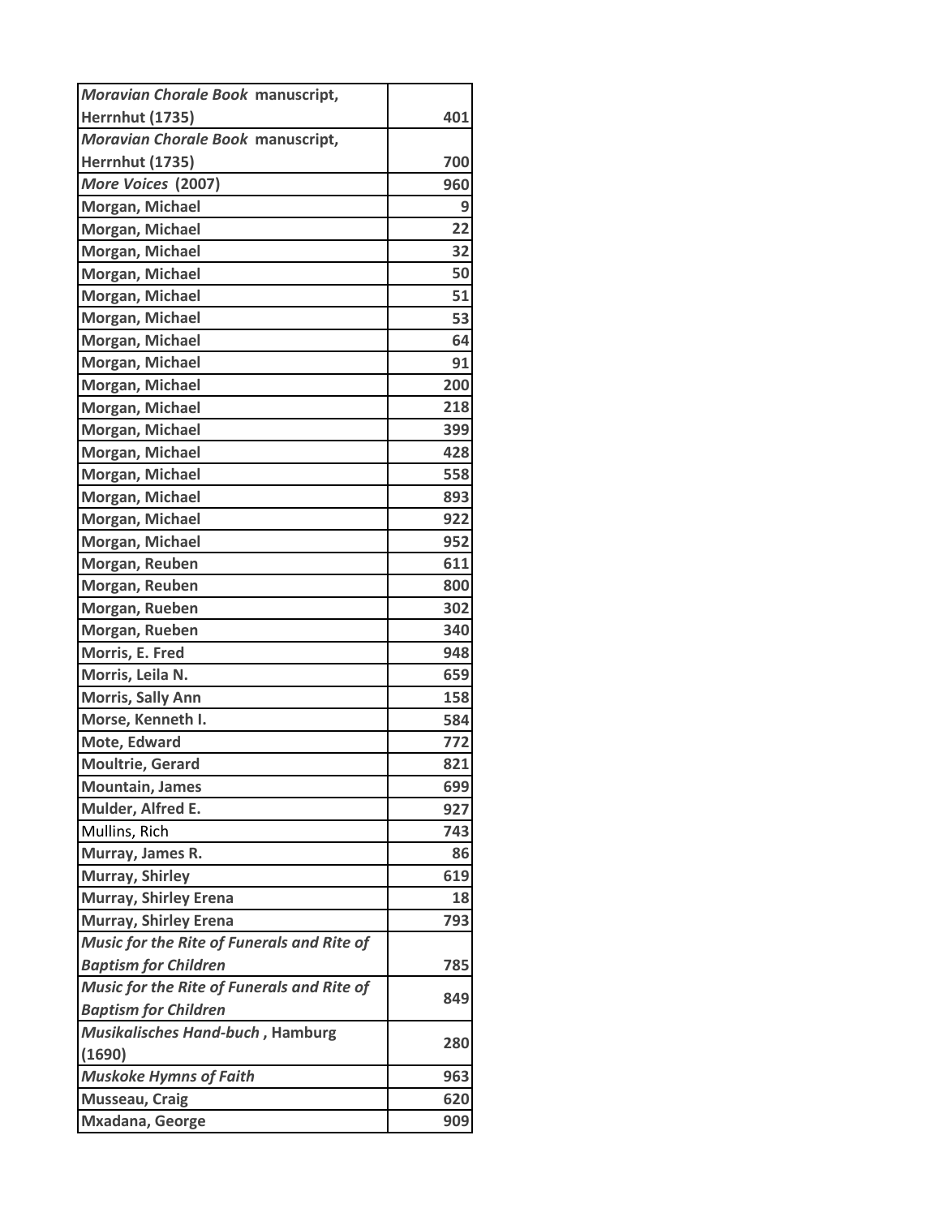| | |
|---|---|
| ***Moravian Chorale Book* manuscript, Herrnhut (1735)** | **401** |
| ***Moravian Chorale Book* manuscript, Herrnhut (1735)** | **700** |
| ***More Voices* (2007)** | **960** |
| **Morgan, Michael** | **9** |
| **Morgan, Michael** | **22** |
| **Morgan, Michael** | **32** |
| **Morgan, Michael** | **50** |
| **Morgan, Michael** | **51** |
| **Morgan, Michael** | **53** |
| **Morgan, Michael** | **64** |
| **Morgan, Michael** | **91** |
| **Morgan, Michael** | **200** |
| **Morgan, Michael** | **218** |
| **Morgan, Michael** | **399** |
| **Morgan, Michael** | **428** |
| **Morgan, Michael** | **558** |
| **Morgan, Michael** | **893** |
| **Morgan, Michael** | **922** |
| **Morgan, Michael** | **952** |
| **Morgan, Reuben** | **611** |
| **Morgan, Reuben** | **800** |
| **Morgan, Rueben** | **302** |
| **Morgan, Rueben** | **340** |
| **Morris, E. Fred** | **948** |
| **Morris, Leila N.** | **659** |
| **Morris, Sally Ann** | **158** |
| **Morse, Kenneth I.** | **584** |
| **Mote, Edward** | **772** |
| **Moultrie, Gerard** | **821** |
| **Mountain, James** | **699** |
| **Mulder, Alfred E.** | **927** |
| Mullins, Rich | **743** |
| **Murray, James R.** | **86** |
| **Murray, Shirley** | **619** |
| **Murray, Shirley Erena** | **18** |
| **Murray, Shirley Erena** | **793** |
| ***Music for the Rite of Funerals and Rite of Baptism for Children*** | **785** |
| ***Music for the Rite of Funerals and Rite of Baptism for Children*** | **849** |
| ***Musikalisches Hand-buch* , Hamburg (1690)** | **280** |
| ***Muskoke Hymns of Faith*** | **963** |
| **Musseau, Craig** | **620** |
| **Mxadana, George** | **909** |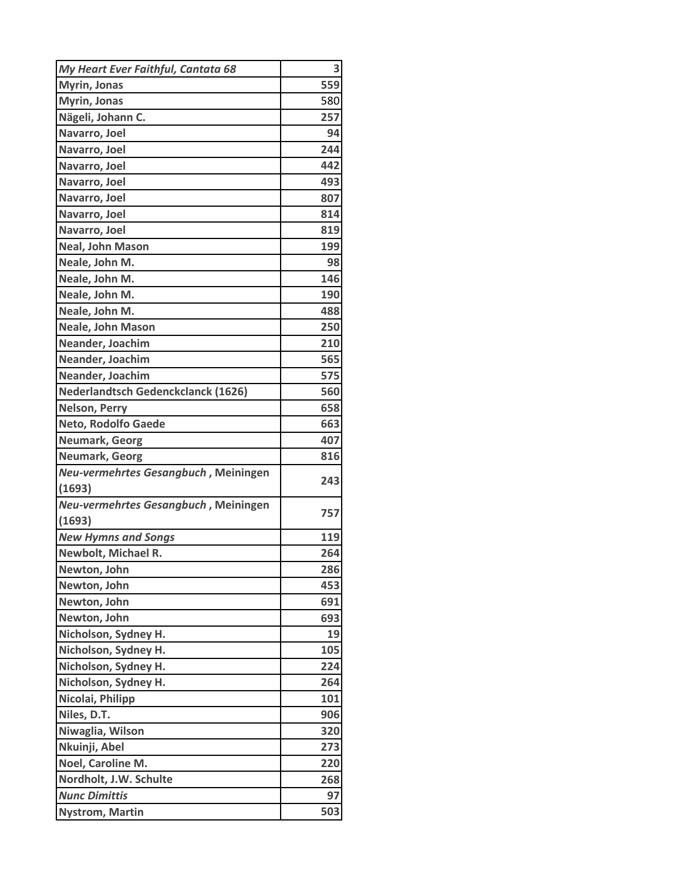| | |
|---|---|
| ***My Heart Ever Faithful, Cantata 68*** | **3** |
| **Myrin, Jonas** | **559** |
| **Myrin, Jonas** | **580** |
| **Nägeli, Johann C.** | **257** |
| **Navarro, Joel** | **94** |
| **Navarro, Joel** | **244** |
| **Navarro, Joel** | **442** |
| **Navarro, Joel** | **493** |
| **Navarro, Joel** | **807** |
| **Navarro, Joel** | **814** |
| **Navarro, Joel** | **819** |
| **Neal, John Mason** | **199** |
| **Neale, John M.** | **98** |
| **Neale, John M.** | **146** |
| **Neale, John M.** | **190** |
| **Neale, John M.** | **488** |
| **Neale, John Mason** | **250** |
| **Neander, Joachim** | **210** |
| **Neander, Joachim** | **565** |
| **Neander, Joachim** | **575** |
| **Nederlandtsch Gedenckclanck (1626)** | **560** |
| **Nelson, Perry** | **658** |
| **Neto, Rodolfo Gaede** | **663** |
| **Neumark, Georg** | **407** |
| **Neumark, Georg** | **816** |
| ***Neu-vermehrtes Gesangbuch*, Meiningen (1693)** | **243** |
| ***Neu-vermehrtes Gesangbuch*, Meiningen (1693)** | **757** |
| ***New Hymns and Songs*** | **119** |
| **Newbolt, Michael R.** | **264** |
| **Newton, John** | **286** |
| **Newton, John** | **453** |
| **Newton, John** | **691** |
| **Newton, John** | **693** |
| **Nicholson, Sydney H.** | **19** |
| **Nicholson, Sydney H.** | **105** |
| **Nicholson, Sydney H.** | **224** |
| **Nicholson, Sydney H.** | **264** |
| **Nicolai, Philipp** | **101** |
| **Niles, D.T.** | **906** |
| **Niwaglia, Wilson** | **320** |
| **Nkuinji, Abel** | **273** |
| **Noel, Caroline M.** | **220** |
| **Nordholt, J.W. Schulte** | **268** |
| ***Nunc Dimittis*** | **97** |
| **Nystrom, Martin** | **503** |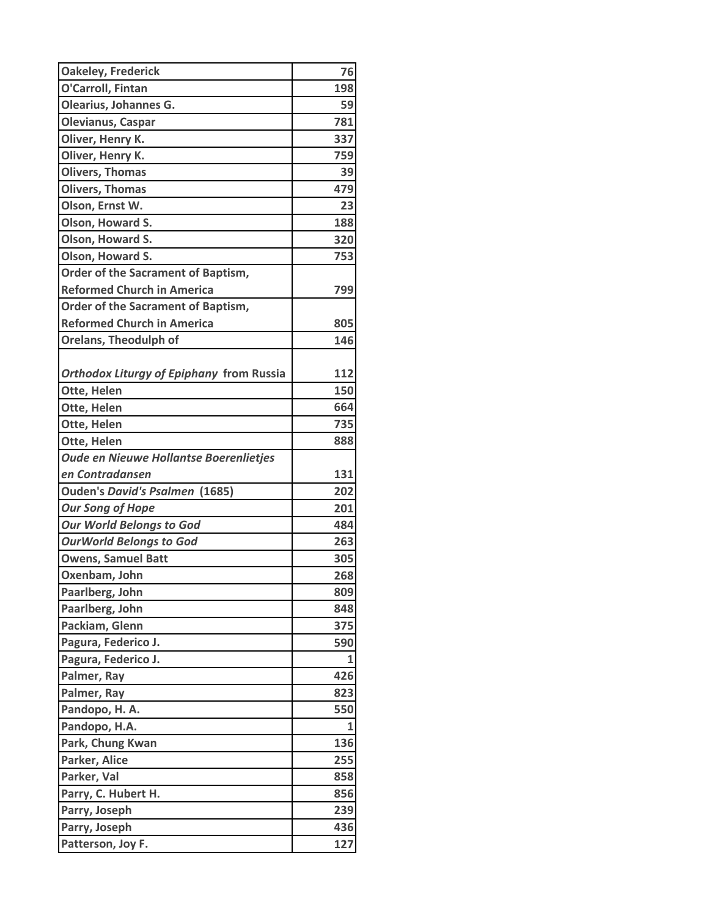| | |
|---|---|
| **Oakeley, Frederick** | **76** |
| **O'Carroll, Fintan** | **198** |
| **Olearius, Johannes G.** | **59** |
| **Olevianus, Caspar** | **781** |
| **Oliver, Henry K.** | **337** |
| **Oliver, Henry K.** | **759** |
| **Olivers, Thomas** | **39** |
| **Olivers, Thomas** | **479** |
| **Olson, Ernst W.** | **23** |
| **Olson, Howard S.** | **188** |
| **Olson, Howard S.** | **320** |
| **Olson, Howard S.** | **753** |
| **Order of the Sacrament of Baptism, Reformed Church in America** | **799** |
| **Order of the Sacrament of Baptism, Reformed Church in America** | **805** |
| **Orelans, Theodulph of** | **146** |
| ***Orthodox Liturgy of Epiphany* from Russia** | **112** |
| **Otte, Helen** | **150** |
| **Otte, Helen** | **664** |
| **Otte, Helen** | **735** |
| **Otte, Helen** | **888** |
| ***Oude en Nieuwe Hollantse Boerenlietjes en Contradansen*** | **131** |
| **Ouden's *David's Psalmen* (1685)** | **202** |
| ***Our Song of Hope*** | **201** |
| ***Our World Belongs to God*** | **484** |
| ***OurWorld Belongs to God*** | **263** |
| **Owens, Samuel Batt** | **305** |
| **Oxenbam, John** | **268** |
| **Paarlberg, John** | **809** |
| **Paarlberg, John** | **848** |
| **Packiam, Glenn** | **375** |
| **Pagura, Federico J.** | **590** |
| **Pagura, Federico J.** | **1** |
| **Palmer, Ray** | **426** |
| **Palmer, Ray** | **823** |
| **Pandopo, H. A.** | **550** |
| **Pandopo, H.A.** | **1** |
| **Park, Chung Kwan** | **136** |
| **Parker, Alice** | **255** |
| **Parker, Val** | **858** |
| **Parry, C. Hubert H.** | **856** |
| **Parry, Joseph** | **239** |
| **Parry, Joseph** | **436** |
| **Patterson, Joy F.** | **127** |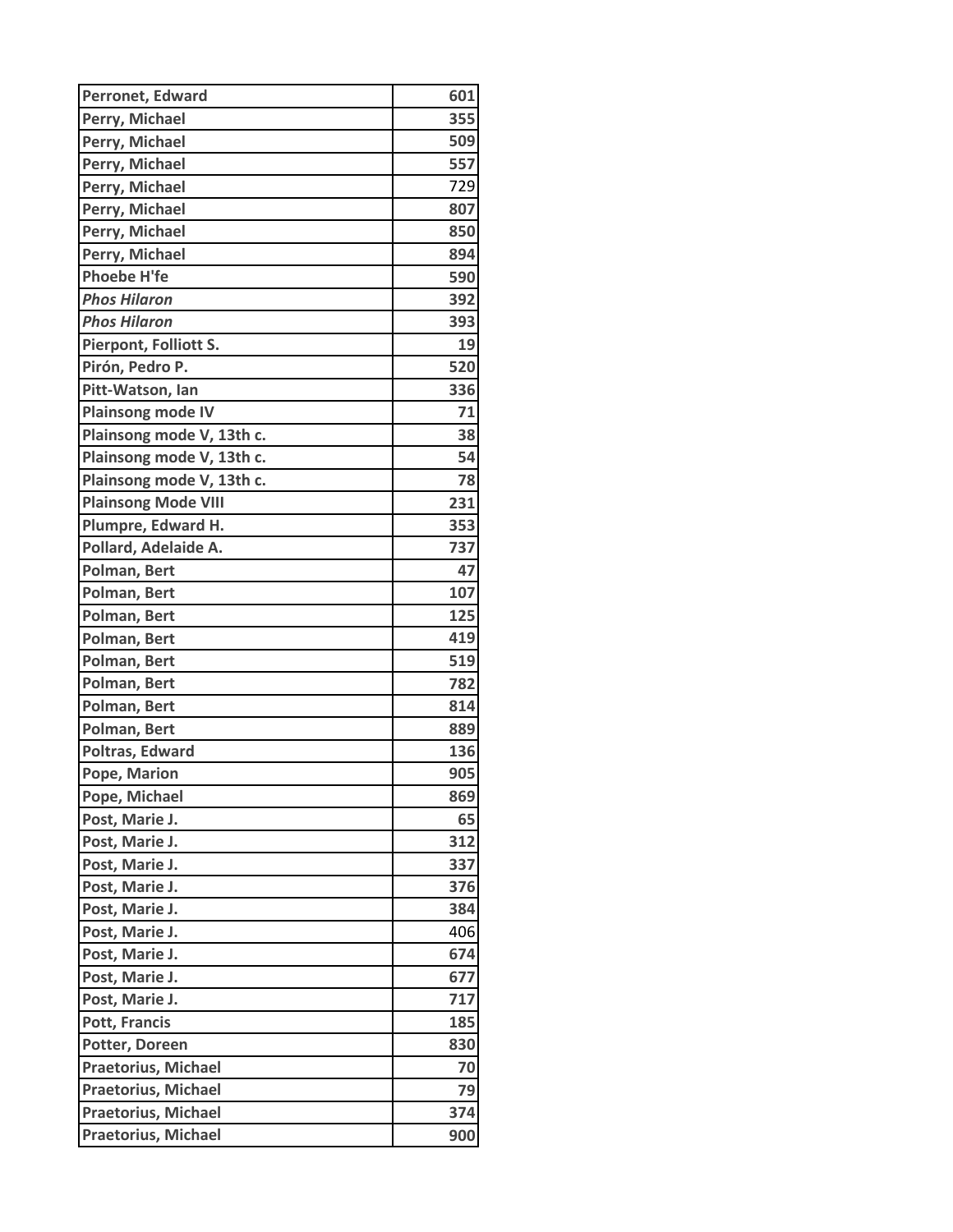| | |
|---|---|
| Perronet, Edward | 601 |
| Perry, Michael | 355 |
| Perry, Michael | 509 |
| Perry, Michael | 557 |
| Perry, Michael | 729 |
| Perry, Michael | 807 |
| Perry, Michael | 850 |
| Perry, Michael | 894 |
| Phoebe H'fe | 590 |
| *Phos Hilaron* | 392 |
| *Phos Hilaron* | 393 |
| Pierpont, Folliott S. | 19 |
| Pirón, Pedro P. | 520 |
| Pitt-Watson, Ian | 336 |
| Plainsong mode IV | 71 |
| Plainsong mode V, 13th c. | 38 |
| Plainsong mode V, 13th c. | 54 |
| Plainsong mode V, 13th c. | 78 |
| Plainsong Mode VIII | 231 |
| Plumpre, Edward H. | 353 |
| Pollard, Adelaide A. | 737 |
| Polman, Bert | 47 |
| Polman, Bert | 107 |
| Polman, Bert | 125 |
| Polman, Bert | 419 |
| Polman, Bert | 519 |
| Polman, Bert | 782 |
| Polman, Bert | 814 |
| Polman, Bert | 889 |
| Poltras, Edward | 136 |
| Pope, Marion | 905 |
| Pope, Michael | 869 |
| Post, Marie J. | 65 |
| Post, Marie J. | 312 |
| Post, Marie J. | 337 |
| Post, Marie J. | 376 |
| Post, Marie J. | 384 |
| Post, Marie J. | 406 |
| Post, Marie J. | 674 |
| Post, Marie J. | 677 |
| Post, Marie J. | 717 |
| Pott, Francis | 185 |
| Potter, Doreen | 830 |
| Praetorius, Michael | 70 |
| Praetorius, Michael | 79 |
| Praetorius, Michael | 374 |
| Praetorius, Michael | 900 |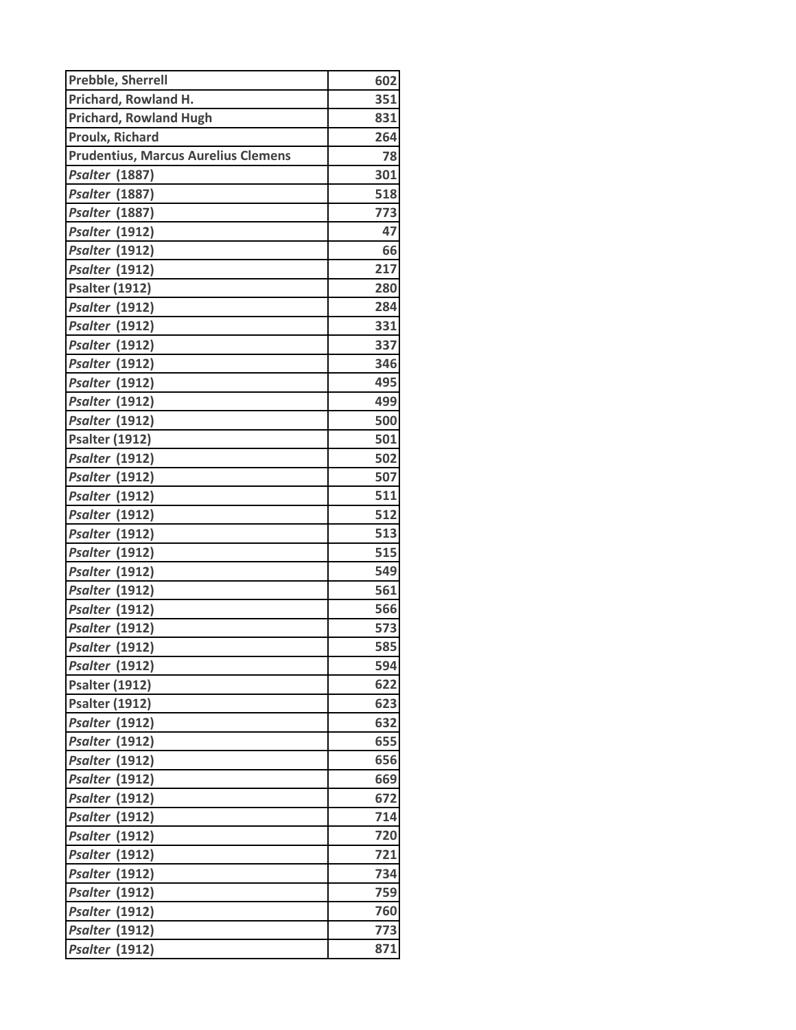| **Prebble, Sherrell** | **602** |
|---|---|
| **Prichard, Rowland H.** | **351** |
| **Prichard, Rowland Hugh** | **831** |
| **Proulx, Richard** | **264** |
| **Prudentius, Marcus Aurelius Clemens** | **78** |
| ***Psalter* (1887)** | **301** |
| ***Psalter* (1887)** | **518** |
| ***Psalter* (1887)** | **773** |
| ***Psalter* (1912)** | **47** |
| ***Psalter* (1912)** | **66** |
| ***Psalter* (1912)** | **217** |
| **Psalter (1912)** | **280** |
| ***Psalter* (1912)** | **284** |
| ***Psalter* (1912)** | **331** |
| ***Psalter* (1912)** | **337** |
| ***Psalter* (1912)** | **346** |
| ***Psalter* (1912)** | **495** |
| ***Psalter* (1912)** | **499** |
| ***Psalter* (1912)** | **500** |
| **Psalter (1912)** | **501** |
| ***Psalter* (1912)** | **502** |
| ***Psalter* (1912)** | **507** |
| ***Psalter* (1912)** | **511** |
| ***Psalter* (1912)** | **512** |
| ***Psalter* (1912)** | **513** |
| ***Psalter* (1912)** | **515** |
| ***Psalter* (1912)** | **549** |
| ***Psalter* (1912)** | **561** |
| ***Psalter* (1912)** | **566** |
| ***Psalter* (1912)** | **573** |
| ***Psalter* (1912)** | **585** |
| ***Psalter* (1912)** | **594** |
| **Psalter (1912)** | **622** |
| **Psalter (1912)** | **623** |
| ***Psalter* (1912)** | **632** |
| ***Psalter* (1912)** | **655** |
| ***Psalter* (1912)** | **656** |
| ***Psalter* (1912)** | **669** |
| ***Psalter* (1912)** | **672** |
| ***Psalter* (1912)** | **714** |
| ***Psalter* (1912)** | **720** |
| ***Psalter* (1912)** | **721** |
| ***Psalter* (1912)** | **734** |
| ***Psalter* (1912)** | **759** |
| ***Psalter* (1912)** | **760** |
| ***Psalter* (1912)** | **773** |
| ***Psalter* (1912)** | **871** |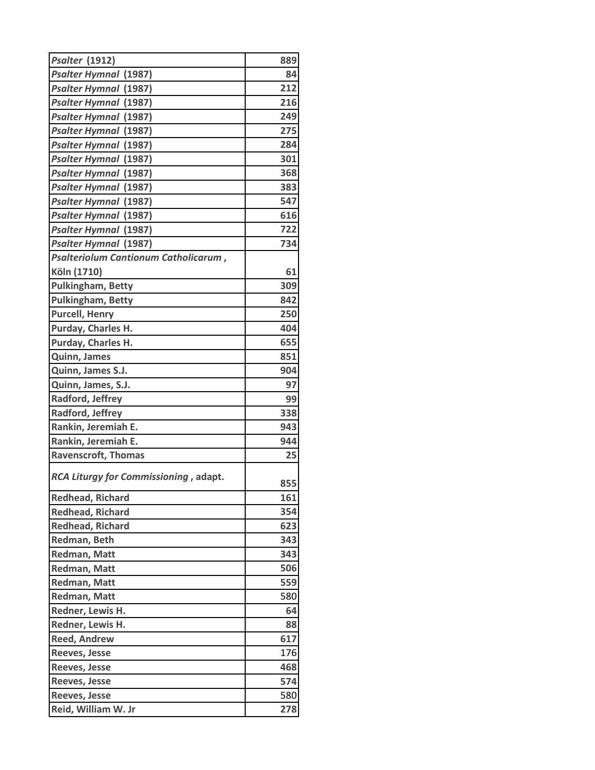| | |
|---|---|
| *Psalter* (1912) | 889 |
| *Psalter Hymnal* (1987) | 84 |
| *Psalter Hymnal* (1987) | 212 |
| *Psalter Hymnal* (1987) | 216 |
| *Psalter Hymnal* (1987) | 249 |
| *Psalter Hymnal* (1987) | 275 |
| *Psalter Hymnal* (1987) | 284 |
| *Psalter Hymnal* (1987) | 301 |
| *Psalter Hymnal* (1987) | 368 |
| *Psalter Hymnal* (1987) | 383 |
| *Psalter Hymnal* (1987) | 547 |
| *Psalter Hymnal* (1987) | 616 |
| *Psalter Hymnal* (1987) | 722 |
| *Psalter Hymnal* (1987) | 734 |
| *Psalteriolum Cantionum Catholicarum*, Köln (1710) | 61 |
| Pulkingham, Betty | 309 |
| Pulkingham, Betty | 842 |
| Purcell, Henry | 250 |
| Purday, Charles H. | 404 |
| Purday, Charles H. | 655 |
| Quinn, James | 851 |
| Quinn, James S.J. | 904 |
| Quinn, James, S.J. | 97 |
| Radford, Jeffrey | 99 |
| Radford, Jeffrey | 338 |
| Rankin, Jeremiah E. | 943 |
| Rankin, Jeremiah E. | 944 |
| Ravenscroft, Thomas | 25 |
| *RCA Liturgy for Commissioning*, adapt. | 855 |
| Redhead, Richard | 161 |
| Redhead, Richard | 354 |
| Redhead, Richard | 623 |
| Redman, Beth | 343 |
| Redman, Matt | 343 |
| Redman, Matt | 506 |
| Redman, Matt | 559 |
| Redman, Matt | 580 |
| Redner, Lewis H. | 64 |
| Redner, Lewis H. | 88 |
| Reed, Andrew | 617 |
| Reeves, Jesse | 176 |
| Reeves, Jesse | 468 |
| Reeves, Jesse | 574 |
| Reeves, Jesse | 580 |
| Reid, William W. Jr | 278 |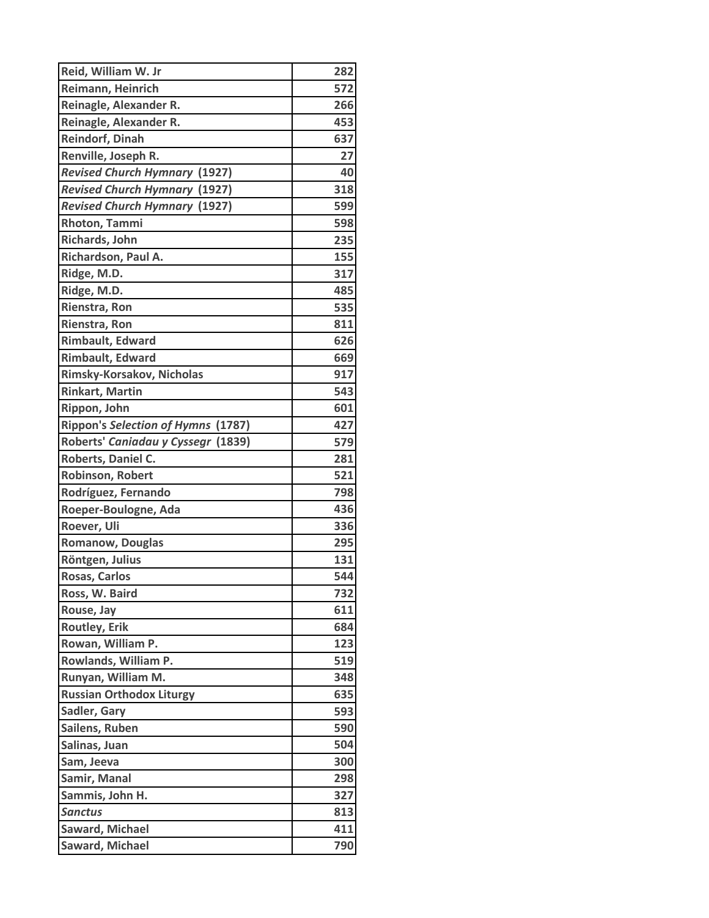| | |
|---|---|
| Reid, William W. Jr | 282 |
| Reimann, Heinrich | 572 |
| Reinagle, Alexander R. | 266 |
| Reinagle, Alexander R. | 453 |
| Reindorf, Dinah | 637 |
| Renville, Joseph R. | 27 |
| *Revised Church Hymnary* (1927) | 40 |
| *Revised Church Hymnary* (1927) | 318 |
| *Revised Church Hymnary* (1927) | 599 |
| Rhoton, Tammi | 598 |
| Richards, John | 235 |
| Richardson, Paul A. | 155 |
| Ridge, M.D. | 317 |
| Ridge, M.D. | 485 |
| Rienstra, Ron | 535 |
| Rienstra, Ron | 811 |
| Rimbault, Edward | 626 |
| Rimbault, Edward | 669 |
| Rimsky-Korsakov, Nicholas | 917 |
| Rinkart, Martin | 543 |
| Rippon, John | 601 |
| Rippon's *Selection of Hymns* (1787) | 427 |
| Roberts' *Caniadau y Cyssegr* (1839) | 579 |
| Roberts, Daniel C. | 281 |
| Robinson, Robert | 521 |
| Rodríguez, Fernando | 798 |
| Roeper-Boulogne, Ada | 436 |
| Roever, Uli | 336 |
| Romanow, Douglas | 295 |
| Röntgen, Julius | 131 |
| Rosas, Carlos | 544 |
| Ross, W. Baird | 732 |
| Rouse, Jay | 611 |
| Routley, Erik | 684 |
| Rowan, William P. | 123 |
| Rowlands, William P. | 519 |
| Runyan, William M. | 348 |
| Russian Orthodox Liturgy | 635 |
| Sadler, Gary | 593 |
| Sailens, Ruben | 590 |
| Salinas, Juan | 504 |
| Sam, Jeeva | 300 |
| Samir, Manal | 298 |
| Sammis, John H. | 327 |
| *Sanctus* | 813 |
| Saward, Michael | 411 |
| Saward, Michael | 790 |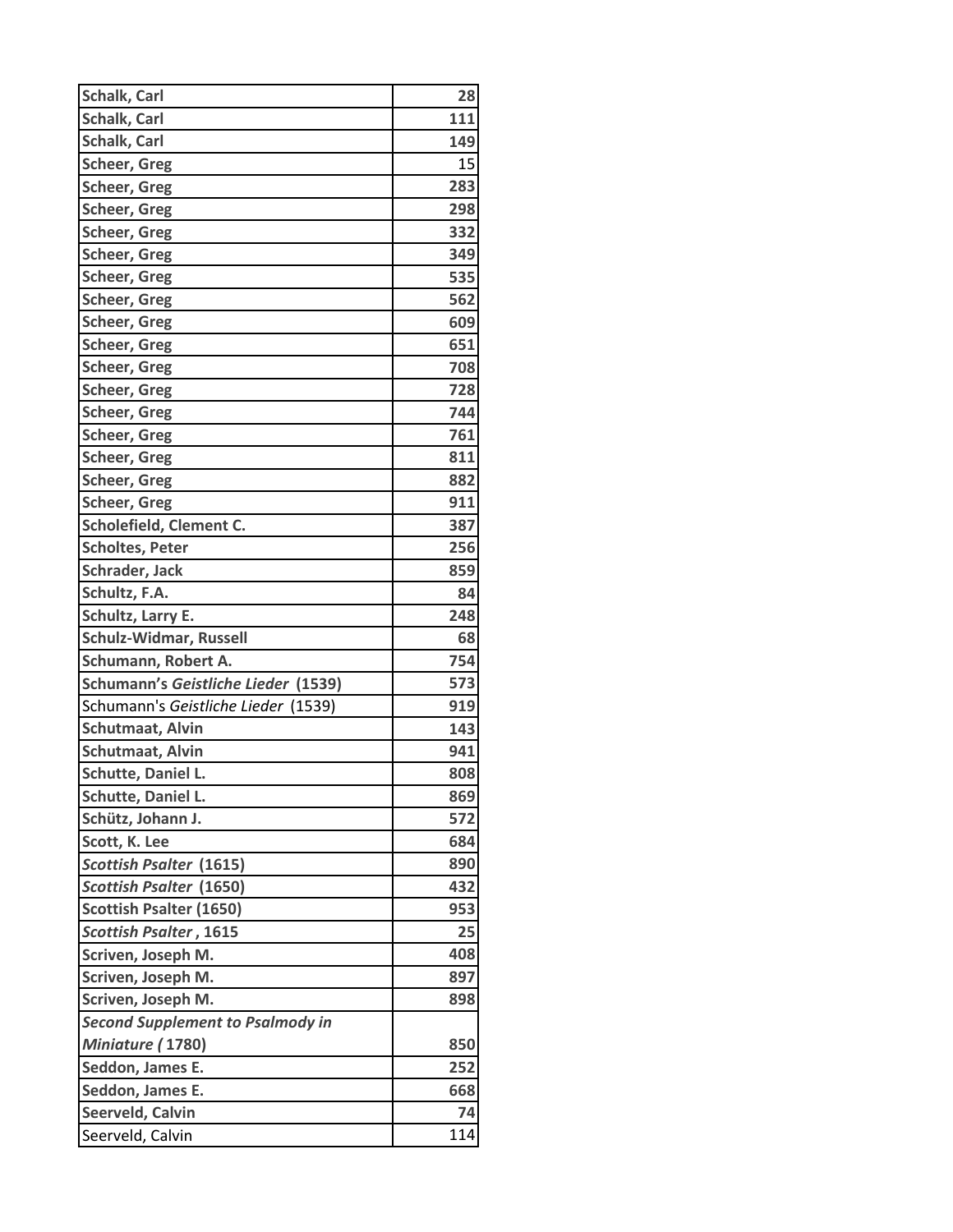| Schalk, Carl | 28 |
|---|---|
| Schalk, Carl | 111 |
| Schalk, Carl | 149 |
| Scheer, Greg | 15 |
| Scheer, Greg | 283 |
| Scheer, Greg | 298 |
| Scheer, Greg | 332 |
| Scheer, Greg | 349 |
| Scheer, Greg | 535 |
| Scheer, Greg | 562 |
| Scheer, Greg | 609 |
| Scheer, Greg | 651 |
| Scheer, Greg | 708 |
| Scheer, Greg | 728 |
| Scheer, Greg | 744 |
| Scheer, Greg | 761 |
| Scheer, Greg | 811 |
| Scheer, Greg | 882 |
| Scheer, Greg | 911 |
| Scholefield, Clement C. | 387 |
| Scholtes, Peter | 256 |
| Schrader, Jack | 859 |
| Schultz, F.A. | 84 |
| Schultz, Larry E. | 248 |
| Schulz-Widmar, Russell | 68 |
| Schumann, Robert A. | 754 |
| Schumann's *Geistliche Lieder* (1539) | 573 |
| Schumann's *Geistliche Lieder* (1539) | 919 |
| Schutmaat, Alvin | 143 |
| Schutmaat, Alvin | 941 |
| Schutte, Daniel L. | 808 |
| Schutte, Daniel L. | 869 |
| Schütz, Johann J. | 572 |
| Scott, K. Lee | 684 |
| *Scottish Psalter* (1615) | 890 |
| *Scottish Psalter* (1650) | 432 |
| Scottish Psalter (1650) | 953 |
| *Scottish Psalter*, 1615 | 25 |
| Scriven, Joseph M. | 408 |
| Scriven, Joseph M. | 897 |
| Scriven, Joseph M. | 898 |
| *Second Supplement to Psalmody in Miniature (* 1780) | 850 |
| Seddon, James E. | 252 |
| Seddon, James E. | 668 |
| Seerveld, Calvin | 74 |
| Seerveld, Calvin | 114 |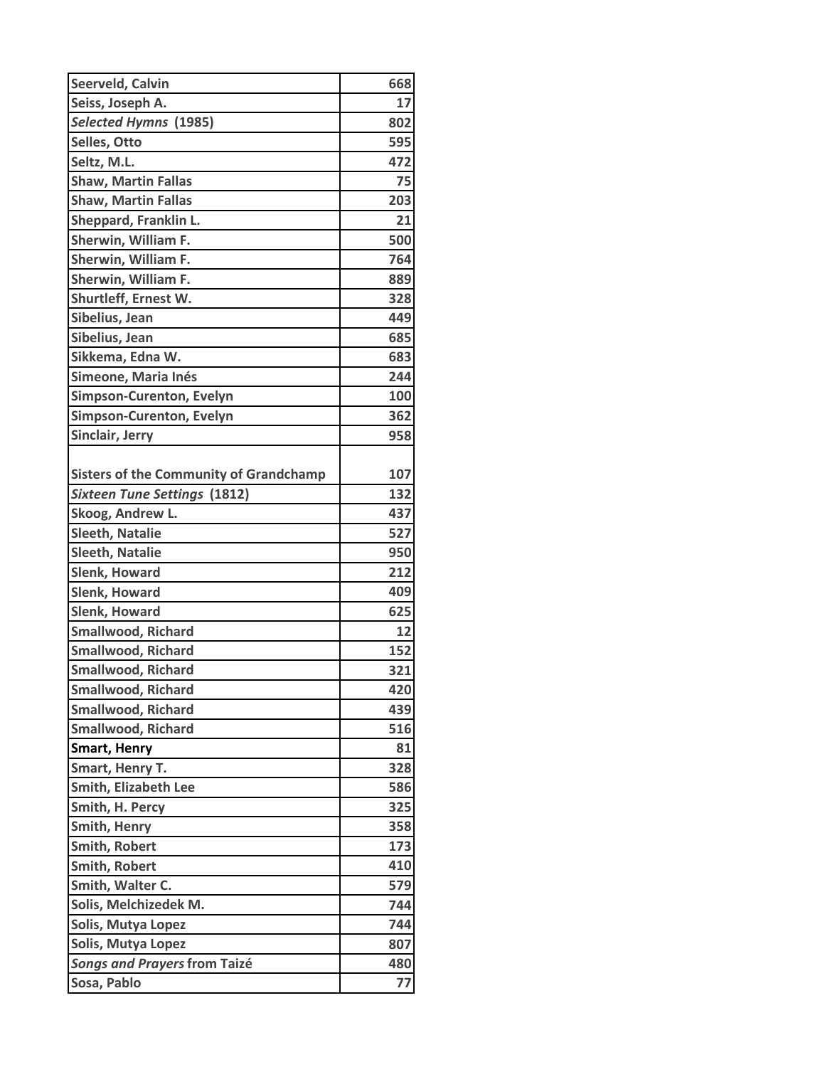| | |
|---|---|
| Seerveld, Calvin | 668 |
| Seiss, Joseph A. | 17 |
| *Selected Hymns* (1985) | 802 |
| Selles, Otto | 595 |
| Seltz, M.L. | 472 |
| Shaw, Martin Fallas | 75 |
| Shaw, Martin Fallas | 203 |
| Sheppard, Franklin L. | 21 |
| Sherwin, William F. | 500 |
| Sherwin, William F. | 764 |
| Sherwin, William F. | 889 |
| Shurtleff, Ernest W. | 328 |
| Sibelius, Jean | 449 |
| Sibelius, Jean | 685 |
| Sikkema, Edna W. | 683 |
| Simeone, Maria Inés | 244 |
| Simpson-Curenton, Evelyn | 100 |
| Simpson-Curenton, Evelyn | 362 |
| Sinclair, Jerry | 958 |
| Sisters of the Community of Grandchamp | 107 |
| *Sixteen Tune Settings* (1812) | 132 |
| Skoog, Andrew L. | 437 |
| Sleeth, Natalie | 527 |
| Sleeth, Natalie | 950 |
| Slenk, Howard | 212 |
| Slenk, Howard | 409 |
| Slenk, Howard | 625 |
| Smallwood, Richard | 12 |
| Smallwood, Richard | 152 |
| Smallwood, Richard | 321 |
| Smallwood, Richard | 420 |
| Smallwood, Richard | 439 |
| Smallwood, Richard | 516 |
| Smart, Henry | 81 |
| Smart, Henry T. | 328 |
| Smith, Elizabeth Lee | 586 |
| Smith, H. Percy | 325 |
| Smith, Henry | 358 |
| Smith, Robert | 173 |
| Smith, Robert | 410 |
| Smith, Walter C. | 579 |
| Solis, Melchizedek M. | 744 |
| Solis, Mutya Lopez | 744 |
| Solis, Mutya Lopez | 807 |
| *Songs and Prayers* from Taizé | 480 |
| Sosa, Pablo | 77 |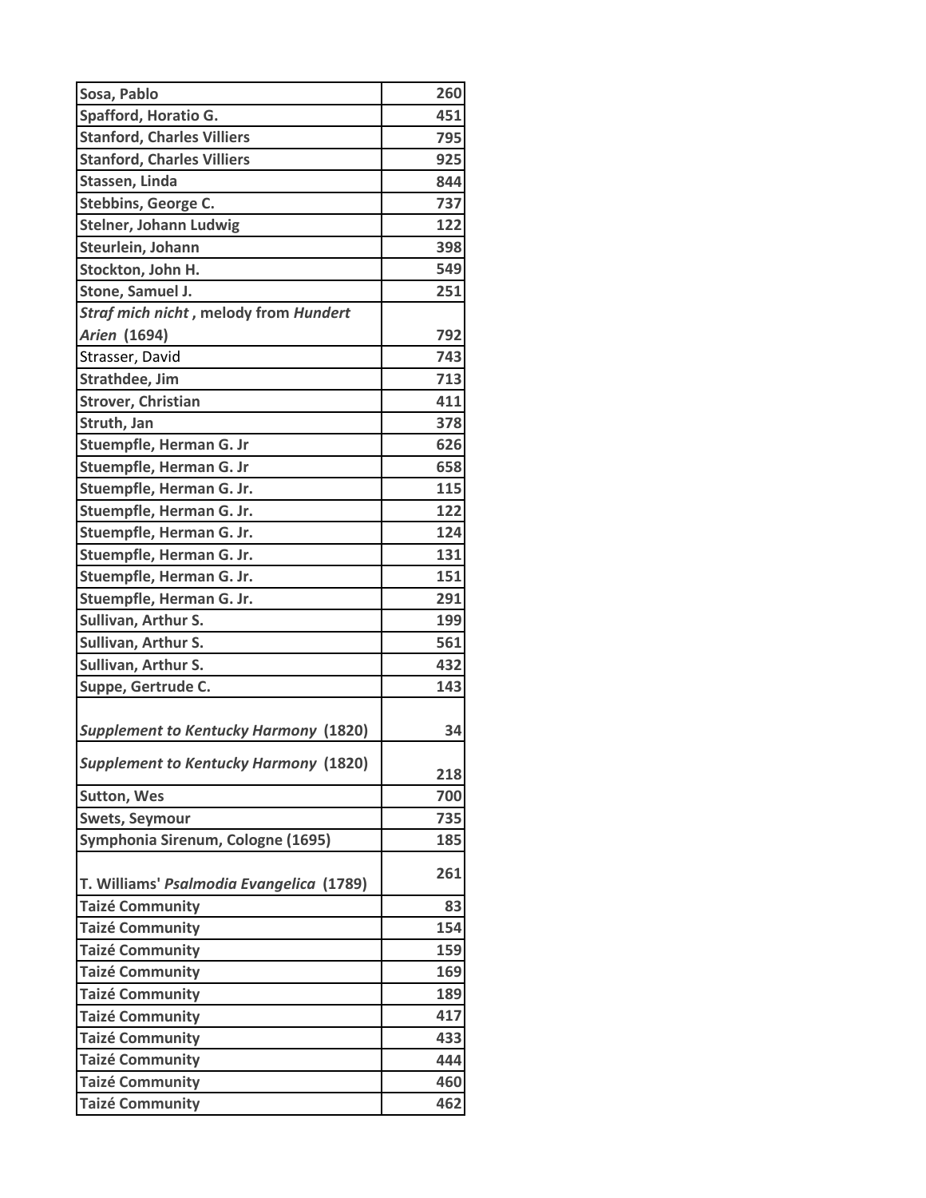| | |
|---|---|
| **Sosa, Pablo** | **260** |
| **Spafford, Horatio G.** | **451** |
| **Stanford, Charles Villiers** | **795** |
| **Stanford, Charles Villiers** | **925** |
| **Stassen, Linda** | **844** |
| **Stebbins, George C.** | **737** |
| **Stelner, Johann Ludwig** | **122** |
| **Steurlein, Johann** | **398** |
| **Stockton, John H.** | **549** |
| **Stone, Samuel J.** | **251** |
| ***Straf mich nicht*, melody from *Hundert Arien* (1694)** | **792** |
| Strasser, David | **743** |
| **Strathdee, Jim** | **713** |
| **Strover, Christian** | **411** |
| **Struth, Jan** | **378** |
| **Stuempfle, Herman G. Jr** | **626** |
| **Stuempfle, Herman G. Jr** | **658** |
| **Stuempfle, Herman G. Jr.** | **115** |
| **Stuempfle, Herman G. Jr.** | **122** |
| **Stuempfle, Herman G. Jr.** | **124** |
| **Stuempfle, Herman G. Jr.** | **131** |
| **Stuempfle, Herman G. Jr.** | **151** |
| **Stuempfle, Herman G. Jr.** | **291** |
| **Sullivan, Arthur S.** | **199** |
| **Sullivan, Arthur S.** | **561** |
| **Sullivan, Arthur S.** | **432** |
| **Suppe, Gertrude C.** | **143** |
| ***Supplement to Kentucky Harmony* (1820)** | **34** |
| ***Supplement to Kentucky Harmony* (1820)** | **218** |
| **Sutton, Wes** | **700** |
| **Swets, Seymour** | **735** |
| **Symphonia Sirenum, Cologne (1695)** | **185** |
| **T. Williams' *Psalmodia Evangelica* (1789)** | **261** |
| **Taizé Community** | **83** |
| **Taizé Community** | **154** |
| **Taizé Community** | **159** |
| **Taizé Community** | **169** |
| **Taizé Community** | **189** |
| **Taizé Community** | **417** |
| **Taizé Community** | **433** |
| **Taizé Community** | **444** |
| **Taizé Community** | **460** |
| **Taizé Community** | **462** |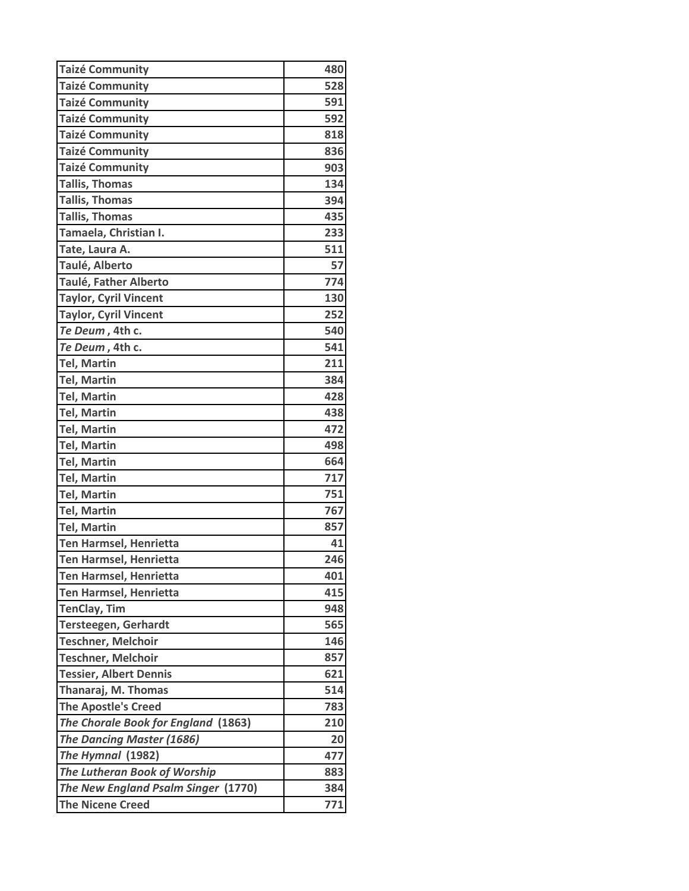| | |
|---|---|
| Taizé Community | 480 |
| Taizé Community | 528 |
| Taizé Community | 591 |
| Taizé Community | 592 |
| Taizé Community | 818 |
| Taizé Community | 836 |
| Taizé Community | 903 |
| Tallis, Thomas | 134 |
| Tallis, Thomas | 394 |
| Tallis, Thomas | 435 |
| Tamaela, Christian I. | 233 |
| Tate, Laura A. | 511 |
| Taulé, Alberto | 57 |
| Taulé, Father Alberto | 774 |
| Taylor, Cyril Vincent | 130 |
| Taylor, Cyril Vincent | 252 |
| *Te Deum* , 4th c. | 540 |
| *Te Deum* , 4th c. | 541 |
| Tel, Martin | 211 |
| Tel, Martin | 384 |
| Tel, Martin | 428 |
| Tel, Martin | 438 |
| Tel, Martin | 472 |
| Tel, Martin | 498 |
| Tel, Martin | 664 |
| Tel, Martin | 717 |
| Tel, Martin | 751 |
| Tel, Martin | 767 |
| Tel, Martin | 857 |
| Ten Harmsel, Henrietta | 41 |
| Ten Harmsel, Henrietta | 246 |
| Ten Harmsel, Henrietta | 401 |
| Ten Harmsel, Henrietta | 415 |
| TenClay, Tim | 948 |
| Tersteegen, Gerhardt | 565 |
| Teschner, Melchoir | 146 |
| Teschner, Melchoir | 857 |
| Tessier, Albert Dennis | 621 |
| Thanaraj, M. Thomas | 514 |
| The Apostle's Creed | 783 |
| *The Chorale Book for England* (1863) | 210 |
| *The Dancing Master (1686)* | 20 |
| *The Hymnal* (1982) | 477 |
| *The Lutheran Book of Worship* | 883 |
| *The New England Psalm Singer* (1770) | 384 |
| The Nicene Creed | 771 |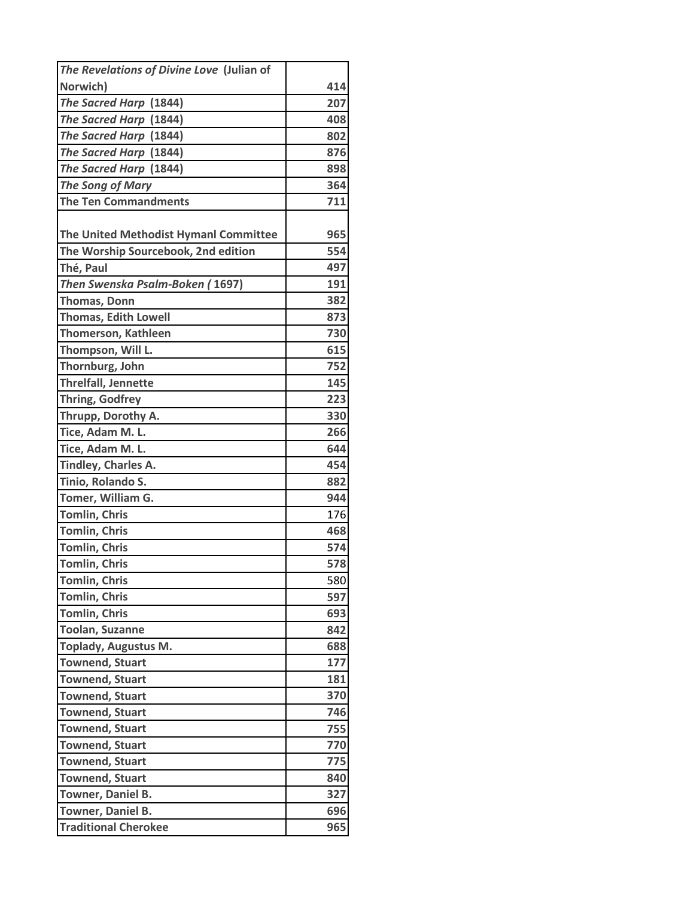| | |
|---|---|
| ***The Revelations of Divine Love*** **(Julian of Norwich)** | **414** |
| ***The Sacred Harp*** **(1844)** | **207** |
| ***The Sacred Harp*** **(1844)** | **408** |
| ***The Sacred Harp*** **(1844)** | **802** |
| ***The Sacred Harp*** **(1844)** | **876** |
| ***The Sacred Harp*** **(1844)** | **898** |
| ***The Song of Mary*** | **364** |
| **The Ten Commandments** | **711** |
| **The United Methodist Hymanl Committee** | **965** |
| **The Worship Sourcebook, 2nd edition** | **554** |
| **Thé, Paul** | **497** |
| ***Then Swenska Psalm-Boken (*** **1697)** | **191** |
| **Thomas, Donn** | **382** |
| **Thomas, Edith Lowell** | **873** |
| **Thomerson, Kathleen** | **730** |
| **Thompson, Will L.** | **615** |
| **Thornburg, John** | **752** |
| **Threlfall, Jennette** | **145** |
| **Thring, Godfrey** | **223** |
| **Thrupp, Dorothy A.** | **330** |
| **Tice, Adam M. L.** | **266** |
| **Tice, Adam M. L.** | **644** |
| **Tindley, Charles A.** | **454** |
| **Tinio, Rolando S.** | **882** |
| **Tomer, William G.** | **944** |
| **Tomlin, Chris** | 176 |
| **Tomlin, Chris** | **468** |
| **Tomlin, Chris** | **574** |
| **Tomlin, Chris** | **578** |
| **Tomlin, Chris** | 580 |
| **Tomlin, Chris** | **597** |
| **Tomlin, Chris** | **693** |
| **Toolan, Suzanne** | **842** |
| **Toplady, Augustus M.** | **688** |
| **Townend, Stuart** | **177** |
| **Townend, Stuart** | **181** |
| **Townend, Stuart** | **370** |
| **Townend, Stuart** | **746** |
| **Townend, Stuart** | **755** |
| **Townend, Stuart** | **770** |
| **Townend, Stuart** | **775** |
| **Townend, Stuart** | **840** |
| **Towner, Daniel B.** | **327** |
| **Towner, Daniel B.** | **696** |
| **Traditional Cherokee** | **965** |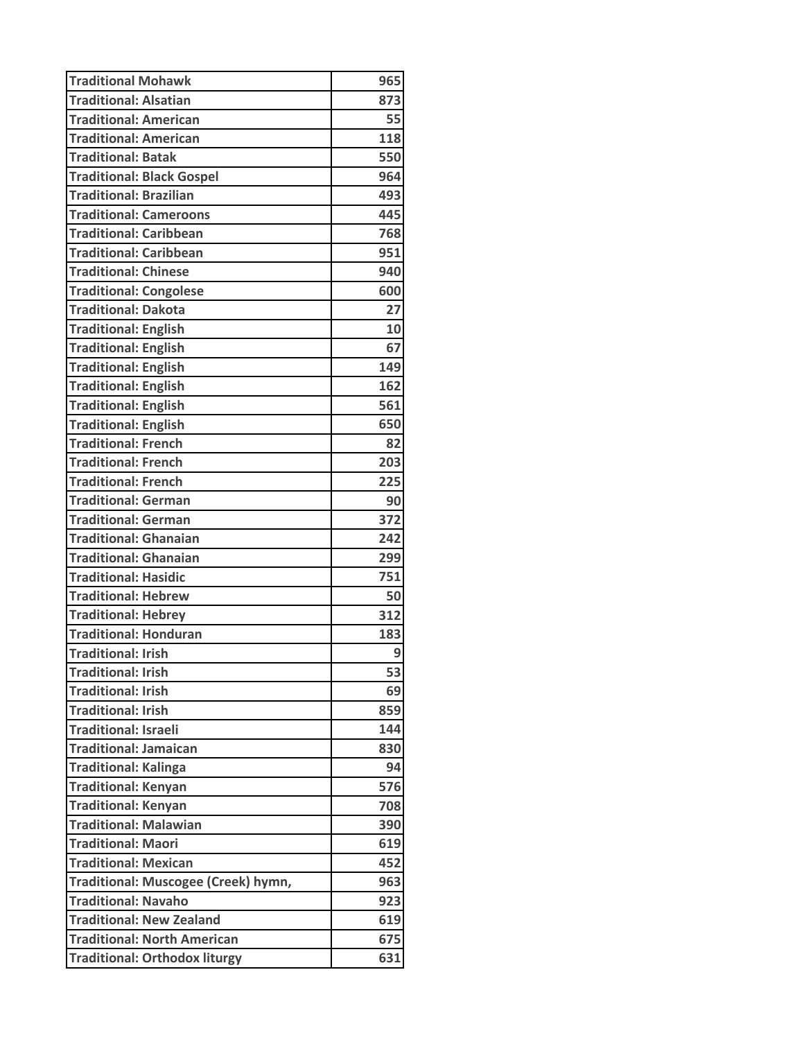| Traditional Mohawk | 965 |
|---|---|
| Traditional: Alsatian | 873 |
| Traditional: American | 55 |
| Traditional: American | 118 |
| Traditional: Batak | 550 |
| Traditional: Black Gospel | 964 |
| Traditional: Brazilian | 493 |
| Traditional: Cameroons | 445 |
| Traditional: Caribbean | 768 |
| Traditional: Caribbean | 951 |
| Traditional: Chinese | 940 |
| Traditional: Congolese | 600 |
| Traditional: Dakota | 27 |
| Traditional: English | 10 |
| Traditional: English | 67 |
| Traditional: English | 149 |
| Traditional: English | 162 |
| Traditional: English | 561 |
| Traditional: English | 650 |
| Traditional: French | 82 |
| Traditional: French | 203 |
| Traditional: French | 225 |
| Traditional: German | 90 |
| Traditional: German | 372 |
| Traditional: Ghanaian | 242 |
| Traditional: Ghanaian | 299 |
| Traditional: Hasidic | 751 |
| Traditional: Hebrew | 50 |
| Traditional: Hebrey | 312 |
| Traditional: Honduran | 183 |
| Traditional: Irish | 9 |
| Traditional: Irish | 53 |
| Traditional: Irish | 69 |
| Traditional: Irish | 859 |
| Traditional: Israeli | 144 |
| Traditional: Jamaican | 830 |
| Traditional: Kalinga | 94 |
| Traditional: Kenyan | 576 |
| Traditional: Kenyan | 708 |
| Traditional: Malawian | 390 |
| Traditional: Maori | 619 |
| Traditional: Mexican | 452 |
| Traditional: Muscogee (Creek) hymn, | 963 |
| Traditional: Navaho | 923 |
| Traditional: New Zealand | 619 |
| Traditional: North American | 675 |
| Traditional: Orthodox liturgy | 631 |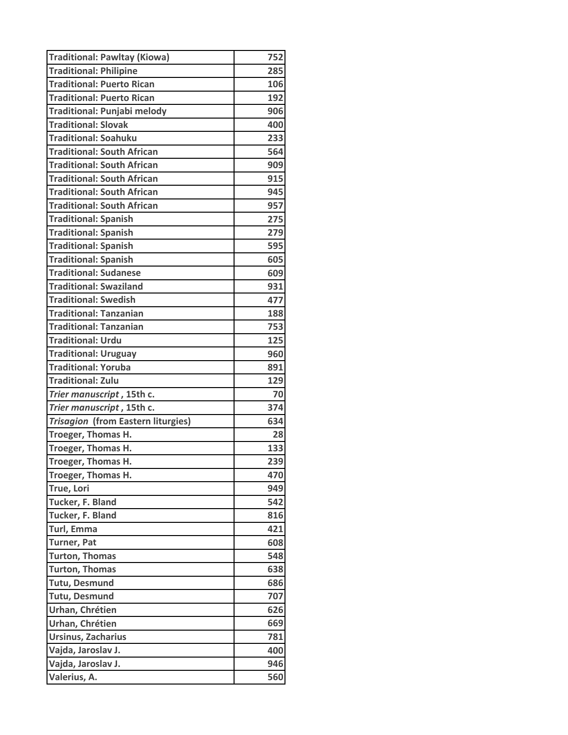| Traditional: Pawltay (Kiowa) | 752 |
|---|---|
| Traditional: Philipine | 285 |
| Traditional: Puerto Rican | 106 |
| Traditional: Puerto Rican | 192 |
| Traditional: Punjabi melody | 906 |
| Traditional: Slovak | 400 |
| Traditional: Soahuku | 233 |
| Traditional: South African | 564 |
| Traditional: South African | 909 |
| Traditional: South African | 915 |
| Traditional: South African | 945 |
| Traditional: South African | 957 |
| Traditional: Spanish | 275 |
| Traditional: Spanish | 279 |
| Traditional: Spanish | 595 |
| Traditional: Spanish | 605 |
| Traditional: Sudanese | 609 |
| Traditional: Swaziland | 931 |
| Traditional: Swedish | 477 |
| Traditional: Tanzanian | 188 |
| Traditional: Tanzanian | 753 |
| Traditional: Urdu | 125 |
| Traditional: Uruguay | 960 |
| Traditional: Yoruba | 891 |
| Traditional: Zulu | 129 |
| *Trier manuscript* , 15th c. | 70 |
| *Trier manuscript* , 15th c. | 374 |
| *Trisagion* (from Eastern liturgies) | 634 |
| Troeger, Thomas H. | 28 |
| Troeger, Thomas H. | 133 |
| Troeger, Thomas H. | 239 |
| Troeger, Thomas H. | 470 |
| True, Lori | 949 |
| Tucker, F. Bland | 542 |
| Tucker, F. Bland | 816 |
| Turl, Emma | 421 |
| Turner, Pat | 608 |
| Turton, Thomas | 548 |
| Turton, Thomas | 638 |
| Tutu, Desmund | 686 |
| Tutu, Desmund | 707 |
| Urhan, Chrétien | 626 |
| Urhan, Chrétien | 669 |
| Ursinus, Zacharius | 781 |
| Vajda, Jaroslav J. | 400 |
| Vajda, Jaroslav J. | 946 |
| Valerius, A. | 560 |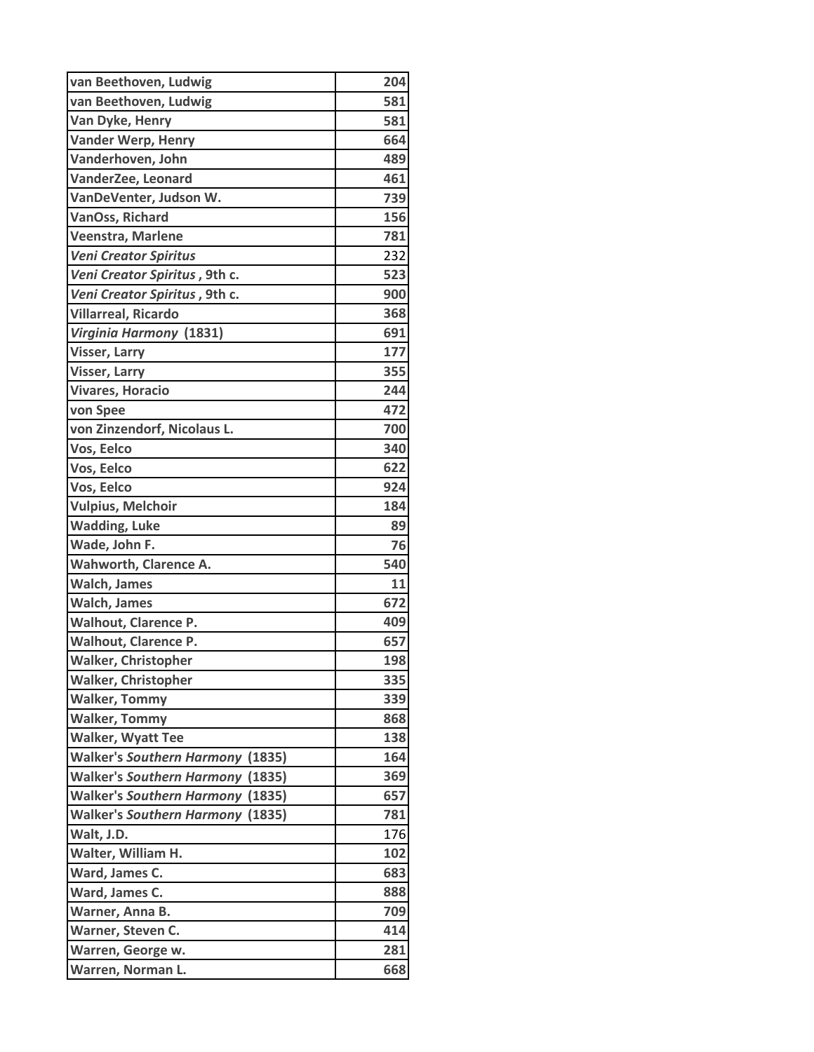| | |
|---|---|
| **van Beethoven, Ludwig** | **204** |
| **van Beethoven, Ludwig** | **581** |
| **Van Dyke, Henry** | **581** |
| **Vander Werp, Henry** | **664** |
| **Vanderhoven, John** | **489** |
| **VanderZee, Leonard** | **461** |
| **VanDeVenter, Judson W.** | **739** |
| **VanOss, Richard** | **156** |
| **Veenstra, Marlene** | **781** |
| ***Veni Creator Spiritus*** | 232 |
| ***Veni Creator Spiritus* , 9th c.** | **523** |
| ***Veni Creator Spiritus* , 9th c.** | **900** |
| **Villarreal, Ricardo** | **368** |
| ***Virginia Harmony* (1831)** | **691** |
| **Visser, Larry** | **177** |
| **Visser, Larry** | **355** |
| **Vivares, Horacio** | **244** |
| **von Spee** | **472** |
| **von Zinzendorf, Nicolaus L.** | **700** |
| **Vos, Eelco** | **340** |
| **Vos, Eelco** | **622** |
| **Vos, Eelco** | **924** |
| **Vulpius, Melchoir** | **184** |
| **Wadding, Luke** | **89** |
| **Wade, John F.** | **76** |
| **Wahworth, Clarence A.** | **540** |
| **Walch, James** | **11** |
| **Walch, James** | **672** |
| **Walhout, Clarence P.** | **409** |
| **Walhout, Clarence P.** | **657** |
| **Walker, Christopher** | **198** |
| **Walker, Christopher** | **335** |
| **Walker, Tommy** | **339** |
| **Walker, Tommy** | **868** |
| **Walker, Wyatt Tee** | **138** |
| **Walker's *Southern Harmony* (1835)** | **164** |
| **Walker's *Southern Harmony* (1835)** | **369** |
| **Walker's *Southern Harmony* (1835)** | **657** |
| **Walker's *Southern Harmony* (1835)** | **781** |
| Walt, J.D. | 176 |
| **Walter, William H.** | **102** |
| **Ward, James C.** | **683** |
| **Ward, James C.** | **888** |
| **Warner, Anna B.** | **709** |
| **Warner, Steven C.** | **414** |
| **Warren, George w.** | **281** |
| **Warren, Norman L.** | **668** |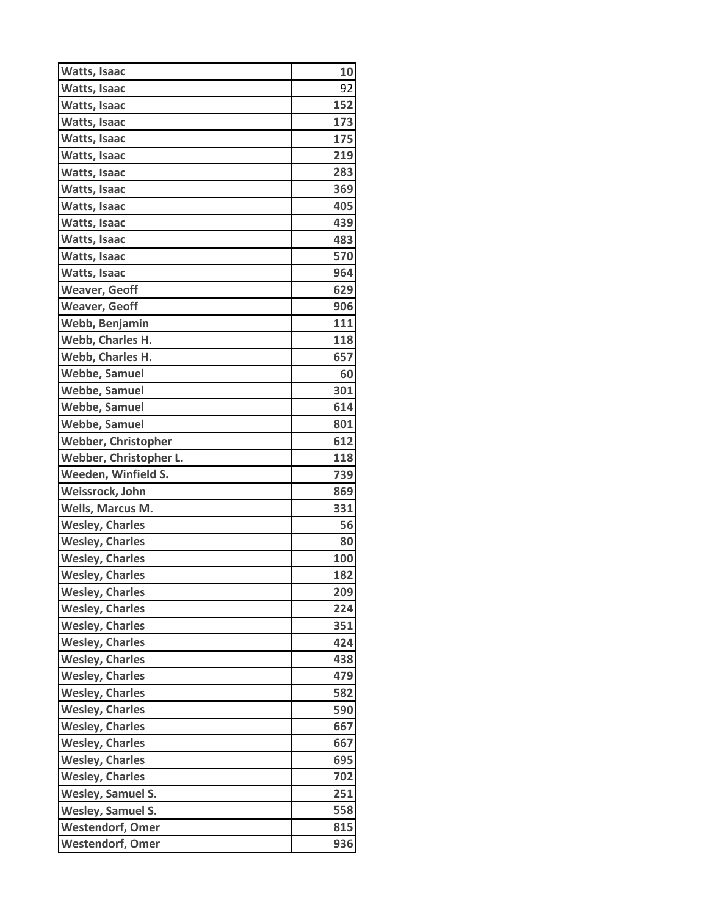| Watts, Isaac | 10 |
|---|---|
| Watts, Isaac | 92 |
| Watts, Isaac | 152 |
| Watts, Isaac | 173 |
| Watts, Isaac | 175 |
| Watts, Isaac | 219 |
| Watts, Isaac | 283 |
| Watts, Isaac | 369 |
| Watts, Isaac | 405 |
| Watts, Isaac | 439 |
| Watts, Isaac | 483 |
| Watts, Isaac | 570 |
| Watts, Isaac | 964 |
| Weaver, Geoff | 629 |
| Weaver, Geoff | 906 |
| Webb, Benjamin | 111 |
| Webb, Charles H. | 118 |
| Webb, Charles H. | 657 |
| Webbe, Samuel | 60 |
| Webbe, Samuel | 301 |
| Webbe, Samuel | 614 |
| Webbe, Samuel | 801 |
| Webber, Christopher | 612 |
| Webber, Christopher L. | 118 |
| Weeden, Winfield S. | 739 |
| Weissrock, John | 869 |
| Wells, Marcus M. | 331 |
| Wesley, Charles | 56 |
| Wesley, Charles | 80 |
| Wesley, Charles | 100 |
| Wesley, Charles | 182 |
| Wesley, Charles | 209 |
| Wesley, Charles | 224 |
| Wesley, Charles | 351 |
| Wesley, Charles | 424 |
| Wesley, Charles | 438 |
| Wesley, Charles | 479 |
| Wesley, Charles | 582 |
| Wesley, Charles | 590 |
| Wesley, Charles | 667 |
| Wesley, Charles | 667 |
| Wesley, Charles | 695 |
| Wesley, Charles | 702 |
| Wesley, Samuel S. | 251 |
| Wesley, Samuel S. | 558 |
| Westendorf, Omer | 815 |
| Westendorf, Omer | 936 |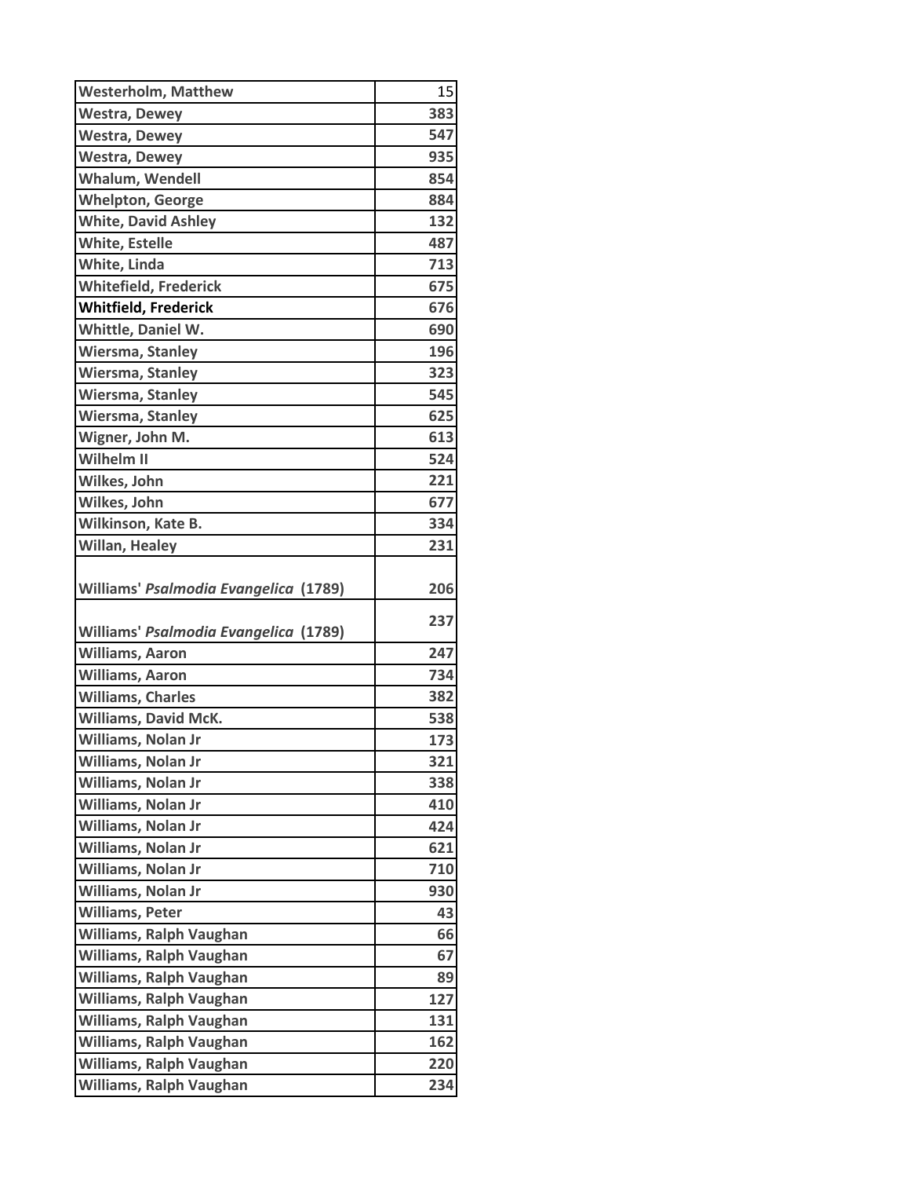| Westerholm, Matthew | 15 |
|---|---|
| Westra, Dewey | 383 |
| Westra, Dewey | 547 |
| Westra, Dewey | 935 |
| Whalum, Wendell | 854 |
| Whelpton, George | 884 |
| White, David Ashley | 132 |
| White, Estelle | 487 |
| White, Linda | 713 |
| Whitefield, Frederick | 675 |
| **Whitfield, Frederick** | 676 |
| Whittle, Daniel W. | 690 |
| Wiersma, Stanley | 196 |
| Wiersma, Stanley | 323 |
| Wiersma, Stanley | 545 |
| Wiersma, Stanley | 625 |
| Wigner, John M. | 613 |
| Wilhelm II | 524 |
| Wilkes, John | 221 |
| Wilkes, John | 677 |
| Wilkinson, Kate B. | 334 |
| Willan, Healey | 231 |
| Williams' *Psalmodia Evangelica* (1789) | 206 |
| Williams' *Psalmodia Evangelica* (1789) | 237 |
| Williams, Aaron | 247 |
| Williams, Aaron | 734 |
| Williams, Charles | 382 |
| Williams, David McK. | 538 |
| Williams, Nolan Jr | 173 |
| Williams, Nolan Jr | 321 |
| Williams, Nolan Jr | 338 |
| Williams, Nolan Jr | 410 |
| Williams, Nolan Jr | 424 |
| Williams, Nolan Jr | 621 |
| Williams, Nolan Jr | 710 |
| Williams, Nolan Jr | 930 |
| Williams, Peter | 43 |
| Williams, Ralph Vaughan | 66 |
| Williams, Ralph Vaughan | 67 |
| Williams, Ralph Vaughan | 89 |
| Williams, Ralph Vaughan | 127 |
| Williams, Ralph Vaughan | 131 |
| Williams, Ralph Vaughan | 162 |
| Williams, Ralph Vaughan | 220 |
| Williams, Ralph Vaughan | 234 |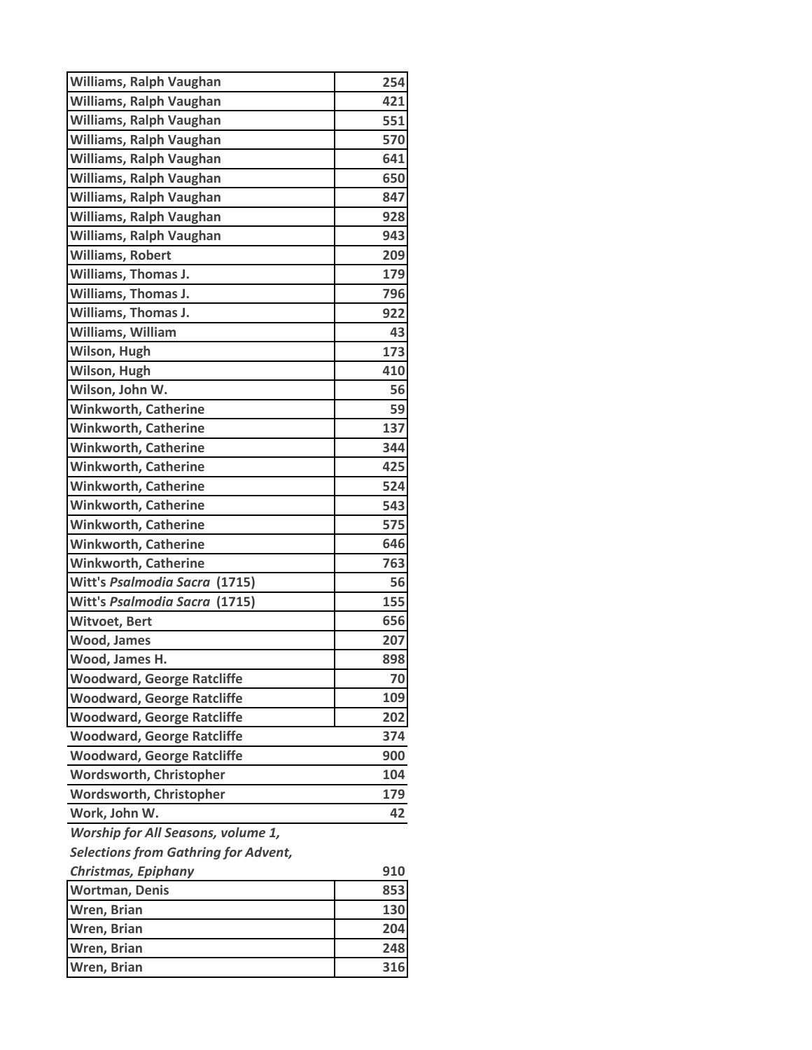| Williams, Ralph Vaughan | 254 |
|---|---|
| Williams, Ralph Vaughan | 421 |
| Williams, Ralph Vaughan | 551 |
| Williams, Ralph Vaughan | 570 |
| Williams, Ralph Vaughan | 641 |
| Williams, Ralph Vaughan | 650 |
| Williams, Ralph Vaughan | 847 |
| Williams, Ralph Vaughan | 928 |
| Williams, Ralph Vaughan | 943 |
| Williams, Robert | 209 |
| Williams, Thomas J. | 179 |
| Williams, Thomas J. | 796 |
| Williams, Thomas J. | 922 |
| Williams, William | 43 |
| Wilson, Hugh | 173 |
| Wilson, Hugh | 410 |
| Wilson, John W. | 56 |
| Winkworth, Catherine | 59 |
| Winkworth, Catherine | 137 |
| Winkworth, Catherine | 344 |
| Winkworth, Catherine | 425 |
| Winkworth, Catherine | 524 |
| Winkworth, Catherine | 543 |
| Winkworth, Catherine | 575 |
| Winkworth, Catherine | 646 |
| Winkworth, Catherine | 763 |
| Witt's *Psalmodia Sacra* (1715) | 56 |
| Witt's *Psalmodia Sacra* (1715) | 155 |
| Witvoet, Bert | 656 |
| Wood, James | 207 |
| Wood, James H. | 898 |
| Woodward, George Ratcliffe | 70 |
| Woodward, George Ratcliffe | 109 |
| Woodward, George Ratcliffe | 202 |
| Woodward, George Ratcliffe | 374 |
| Woodward, George Ratcliffe | 900 |
| Wordsworth, Christopher | 104 |
| Wordsworth, Christopher | 179 |
| Work, John W. | 42 |
| *Worship for All Seasons, volume 1, Selections from Gathring for Advent, Christmas, Epiphany* | 910 |
| Wortman, Denis | 853 |
| Wren, Brian | 130 |
| Wren, Brian | 204 |
| Wren, Brian | 248 |
| Wren, Brian | 316 |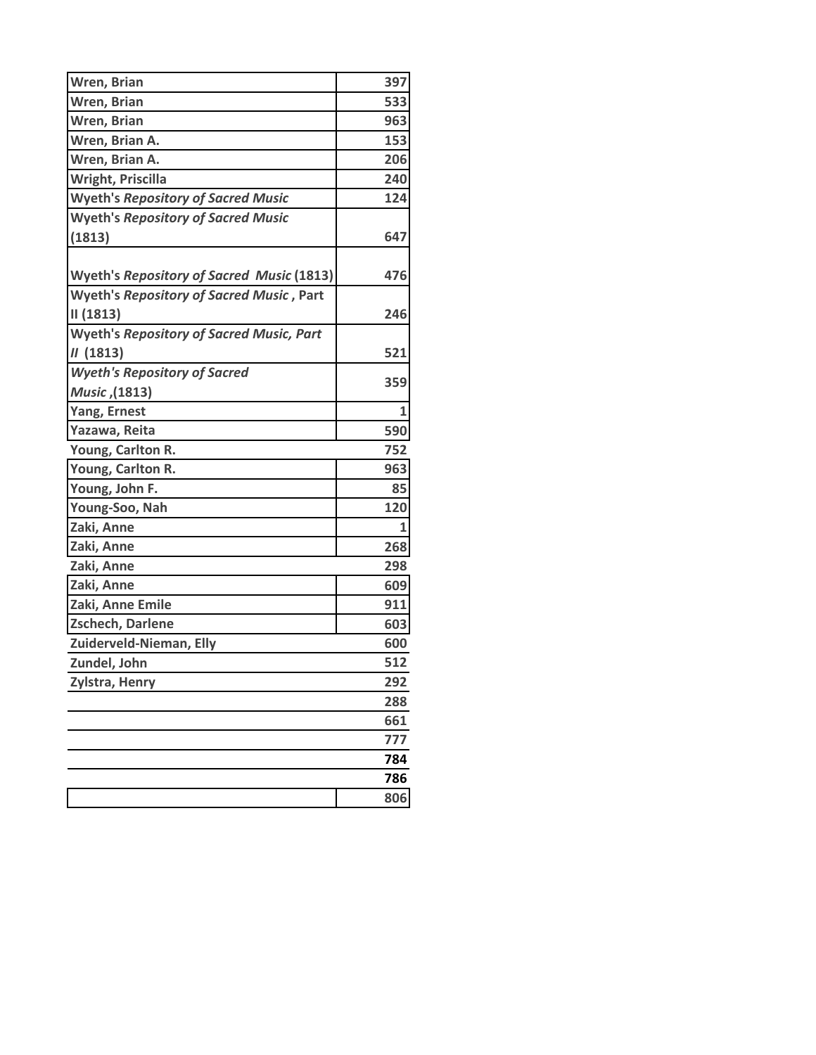| | |
|---|---|
| **Wren, Brian** | **397** |
| **Wren, Brian** | **533** |
| **Wren, Brian** | **963** |
| **Wren, Brian A.** | **153** |
| **Wren, Brian A.** | **206** |
| **Wright, Priscilla** | **240** |
| **Wyeth's *Repository of Sacred Music*** | **124** |
| **Wyeth's *Repository of Sacred Music* (1813)** | **647** |
| **Wyeth's *Repository of Sacred Music* (1813)** | **476** |
| **Wyeth's *Repository of Sacred Music* , Part II (1813)** | **246** |
| **Wyeth's *Repository of Sacred Music, Part II* (1813)** | **521** |
| ***Wyeth's Repository of Sacred Music* ,(1813)** | **359** |
| **Yang, Ernest** | **1** |
| **Yazawa, Reita** | **590** |
| **Young, Carlton R.** | **752** |
| **Young, Carlton R.** | **963** |
| **Young, John F.** | **85** |
| **Young-Soo, Nah** | **120** |
| **Zaki, Anne** | **1** |
| **Zaki, Anne** | **268** |
| **Zaki, Anne** | **298** |
| **Zaki, Anne** | **609** |
| **Zaki, Anne Emile** | **911** |
| **Zschech, Darlene** | **603** |
| **Zuiderveld-Nieman, Elly** | **600** |
| **Zundel, John** | **512** |
| **Zylstra, Henry** | **292** |
| | **288** |
| | **661** |
| | **777** |
| | **784** |
| | **786** |
| | **806** |